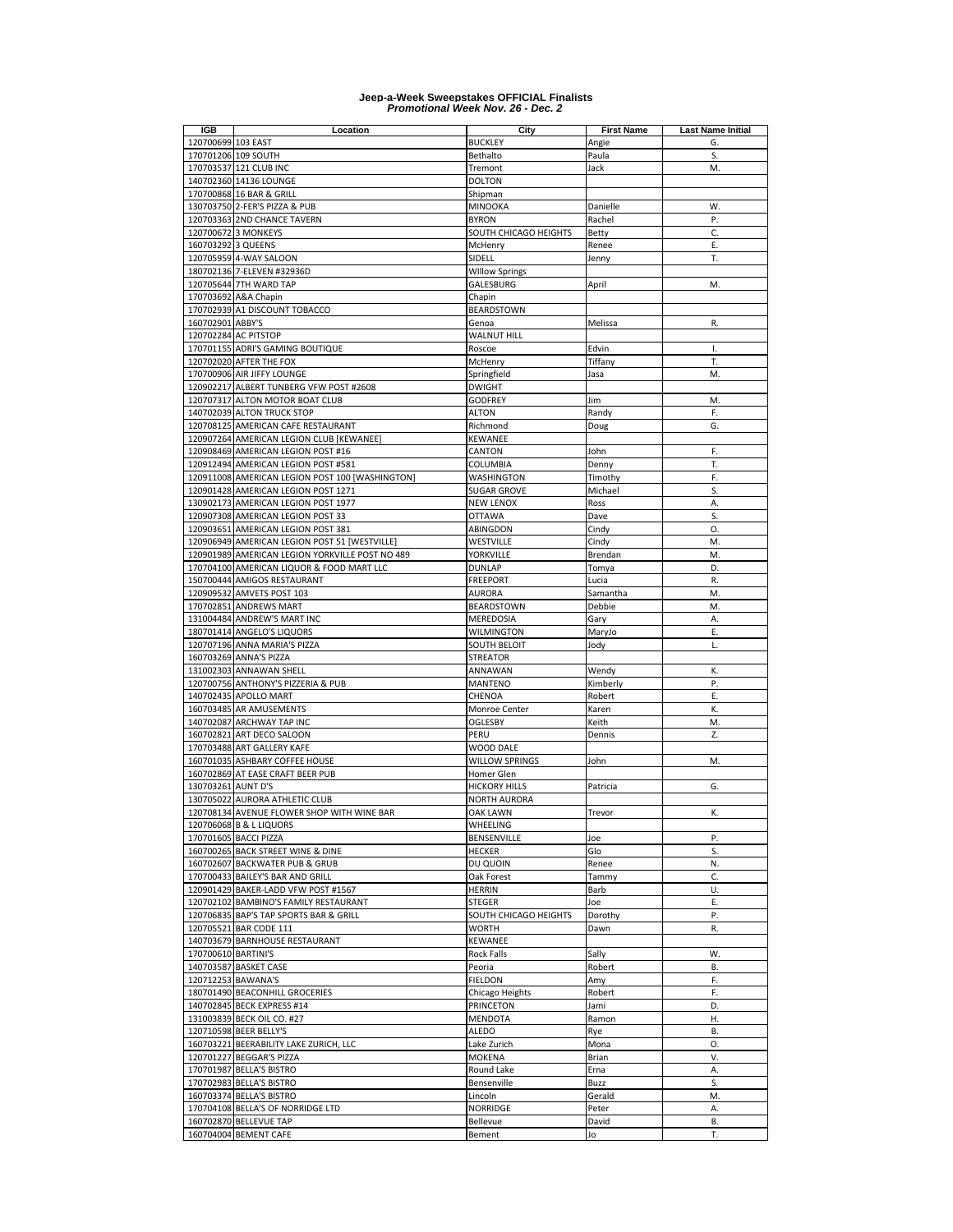# Jeep-a-Week Sweepstakes OFFICIAL Finalists
## *Promotional Week Nov. 26 - Dec. 2*

| IGB | Location | City | First Name | Last Name Initial |
|---|---|---|---|---|
| 120700699 | 103 EAST | BUCKLEY | Angie | G. |
| 170701206 | 109 SOUTH | Bethalto | Paula | S. |
| 170703537 | 121 CLUB INC | Tremont | Jack | M. |
| 140702360 | 14136 LOUNGE | DOLTON | | |
| 170700868 | 16 BAR & GRILL | Shipman | | |
| 130703750 | 2-FER'S PIZZA & PUB | MINOOKA | Danielle | W. |
| 120703363 | 2ND CHANCE TAVERN | BYRON | Rachel | P. |
| 120700672 | 3 MONKEYS | SOUTH CHICAGO HEIGHTS | Betty | C. |
| 160703292 | 3 QUEENS | McHenry | Renee | E. |
| 120705959 | 4-WAY SALOON | SIDELL | Jenny | T. |
| 180702136 | 7-ELEVEN #32936D | WIllow Springs | | |
| 120705644 | 7TH WARD TAP | GALESBURG | April | M. |
| 170703692 | A&A Chapin | Chapin | | |
| 170702939 | A1 DISCOUNT TOBACCO | BEARDSTOWN | | |
| 160702901 | ABBY'S | Genoa | Melissa | R. |
| 120702284 | AC PITSTOP | WALNUT HILL | | |
| 170701155 | ADRI'S GAMING BOUTIQUE | Roscoe | Edvin | I. |
| 120702020 | AFTER THE FOX | McHenry | Tiffany | T. |
| 170700906 | AIR JIFFY LOUNGE | Springfield | Jasa | M. |
| 120902217 | ALBERT TUNBERG VFW POST #2608 | DWIGHT | | |
| 120707317 | ALTON MOTOR BOAT CLUB | GODFREY | Jim | M. |
| 140702039 | ALTON TRUCK STOP | ALTON | Randy | F. |
| 120708125 | AMERICAN CAFE RESTAURANT | Richmond | Doug | G. |
| 120907264 | AMERICAN LEGION CLUB [KEWANEE] | KEWANEE | | |
| 120908469 | AMERICAN LEGION POST #16 | CANTON | John | F. |
| 120912494 | AMERICAN LEGION POST #581 | COLUMBIA | Denny | T. |
| 120911008 | AMERICAN LEGION POST 100 [WASHINGTON] | WASHINGTON | Timothy | F. |
| 120901428 | AMERICAN LEGION POST 1271 | SUGAR GROVE | Michael | S. |
| 130902173 | AMERICAN LEGION POST 1977 | NEW LENOX | Ross | A. |
| 120907308 | AMERICAN LEGION POST 33 | OTTAWA | Dave | S. |
| 120903651 | AMERICAN LEGION POST 381 | ABINGDON | Cindy | O. |
| 120906949 | AMERICAN LEGION POST 51 [WESTVILLE] | WESTVILLE | Cindy | M. |
| 120901989 | AMERICAN LEGION YORKVILLE POST NO 489 | YORKVILLE | Brendan | M. |
| 170704100 | AMERICAN LIQUOR & FOOD MART LLC | DUNLAP | Tomya | D. |
| 150700444 | AMIGOS RESTAURANT | FREEPORT | Lucia | R. |
| 120909532 | AMVETS POST 103 | AURORA | Samantha | M. |
| 170702851 | ANDREWS MART | BEARDSTOWN | Debbie | M. |
| 131004484 | ANDREW'S MART INC | MEREDOSIA | Gary | A. |
| 180701414 | ANGELO'S LIQUORS | WILMINGTON | MaryJo | E. |
| 120707196 | ANNA MARIA'S PIZZA | SOUTH BELOIT | Jody | L. |
| 160703269 | ANNA'S PIZZA | STREATOR | | |
| 131002303 | ANNAWAN SHELL | ANNAWAN | Wendy | K. |
| 120700756 | ANTHONY'S PIZZERIA & PUB | MANTENO | Kimberly | P. |
| 140702435 | APOLLO MART | CHENOA | Robert | E. |
| 160703485 | AR AMUSEMENTS | Monroe Center | Karen | K. |
| 140702087 | ARCHWAY TAP INC | OGLESBY | Keith | M. |
| 160702821 | ART DECO SALOON | PERU | Dennis | Z. |
| 170703488 | ART GALLERY KAFE | WOOD DALE | | |
| 160701035 | ASHBARY COFFEE HOUSE | WILLOW SPRINGS | John | M. |
| 160702869 | AT EASE CRAFT BEER PUB | Homer Glen | | |
| 130703261 | AUNT D'S | HICKORY HILLS | Patricia | G. |
| 130705022 | AURORA ATHLETIC CLUB | NORTH AURORA | | |
| 120708134 | AVENUE FLOWER SHOP WITH WINE BAR | OAK LAWN | Trevor | K. |
| 120706068 | B & L LIQUORS | WHEELING | | |
| 170701605 | BACCI PIZZA | BENSENVILLE | Joe | P. |
| 160700265 | BACK STREET WINE & DINE | HECKER | Glo | S. |
| 160702607 | BACKWATER PUB & GRUB | DU QUOIN | Renee | N. |
| 170700433 | BAILEY'S BAR AND GRILL | Oak Forest | Tammy | C. |
| 120901429 | BAKER-LADD VFW POST #1567 | HERRIN | Barb | U. |
| 120702102 | BAMBINO'S FAMILY RESTAURANT | STEGER | Joe | E. |
| 120706835 | BAP'S TAP SPORTS BAR & GRILL | SOUTH CHICAGO HEIGHTS | Dorothy | P. |
| 120705521 | BAR CODE 111 | WORTH | Dawn | R. |
| 140703679 | BARNHOUSE RESTAURANT | KEWANEE | | |
| 170700610 | BARTINI'S | Rock Falls | Sally | W. |
| 140703587 | BASKET CASE | Peoria | Robert | B. |
| 120712253 | BAWANA'S | FIELDON | Amy | F. |
| 180701490 | BEACONHILL GROCERIES | Chicago Heights | Robert | F. |
| 140702845 | BECK EXPRESS #14 | PRINCETON | Jami | D. |
| 131003839 | BECK OIL CO. #27 | MENDOTA | Ramon | H. |
| 120710598 | BEER BELLY'S | ALEDO | Rye | B. |
| 160703221 | BEERABILITY LAKE ZURICH, LLC | Lake Zurich | Mona | O. |
| 120701227 | BEGGAR'S PIZZA | MOKENA | Brian | V. |
| 170701987 | BELLA'S BISTRO | Round Lake | Erna | A. |
| 170702983 | BELLA'S BISTRO | Bensenville | Buzz | S. |
| 160703374 | BELLA'S BISTRO | Lincoln | Gerald | M. |
| 170704108 | BELLA'S OF NORRIDGE LTD | NORRIDGE | Peter | A. |
| 160702870 | BELLEVUE TAP | Bellevue | David | B. |
| 160704004 | BEMENT CAFE | Bement | Jo | T. |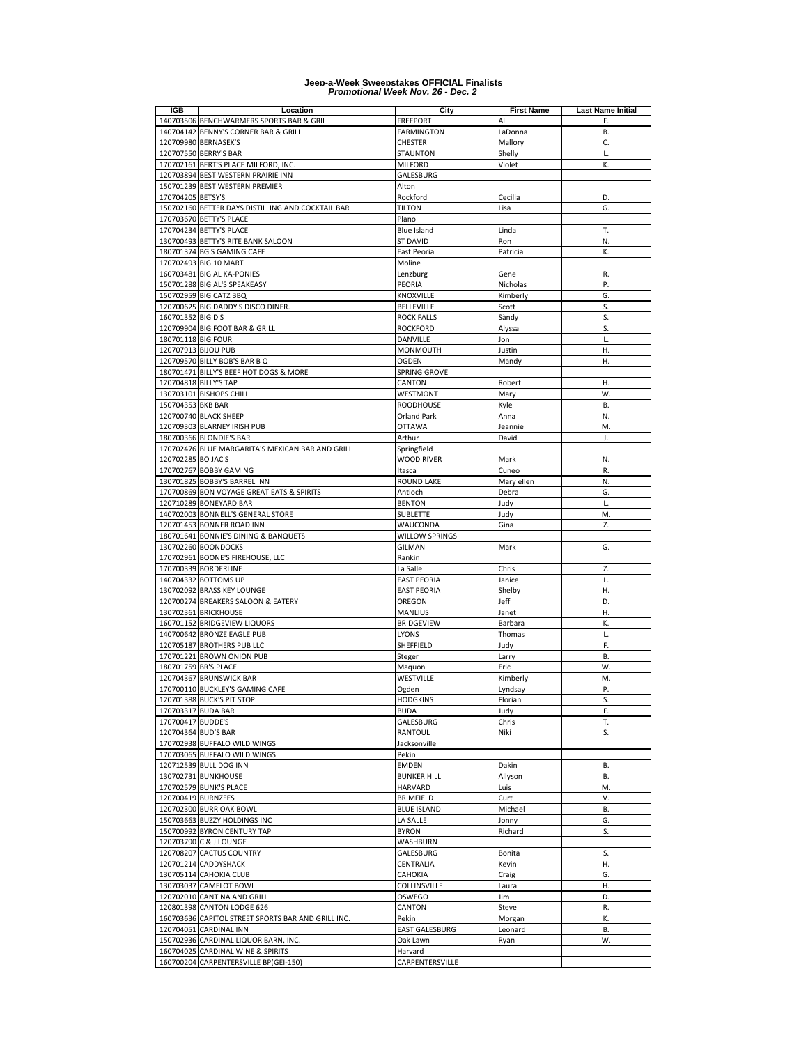# Jeep-a-Week Sweepstakes OFFICIAL Finalists
## *Promotional Week Nov. 26 - Dec. 2*

| IGB | Location | City | First Name | Last Name Initial |
|---|---|---|---|---|
| 140703506 | BENCHWARMERS SPORTS BAR & GRILL | FREEPORT | Al | F. |
| 140704142 | BENNY'S CORNER BAR & GRILL | FARMINGTON | LaDonna | B. |
| 120709980 | BERNASEK'S | CHESTER | Mallory | C. |
| 120707550 | BERRY'S BAR | STAUNTON | Shelly | L. |
| 170702161 | BERT'S PLACE MILFORD, INC. | MILFORD | Violet | K. |
| 120703894 | BEST WESTERN PRAIRIE INN | GALESBURG | | |
| 150701239 | BEST WESTERN PREMIER | Alton | | |
| 170704205 | BETSY'S | Rockford | Cecilia | D. |
| 150702160 | BETTER DAYS DISTILLING AND COCKTAIL BAR | TILTON | Lisa | G. |
| 170703670 | BETTY'S PLACE | Plano | | |
| 170704234 | BETTY'S PLACE | Blue Island | Linda | T. |
| 130700493 | BETTY'S RITE BANK SALOON | ST DAVID | Ron | N. |
| 180701374 | BG'S GAMING CAFE | East Peoria | Patricia | K. |
| 170702493 | BIG 10 MART | Moline | | |
| 160703481 | BIG AL KA-PONIES | Lenzburg | Gene | R. |
| 150701288 | BIG AL'S SPEAKEASY | PEORIA | Nicholas | P. |
| 150702959 | BIG CATZ BBQ | KNOXVILLE | Kimberly | G. |
| 120700625 | BIG DADDY'S DISCO DINER. | BELLEVILLE | Scott | S. |
| 160701352 | BIG D'S | ROCK FALLS | Sàndy | S. |
| 120709904 | BIG FOOT BAR & GRILL | ROCKFORD | Alyssa | S. |
| 180701118 | BIG FOUR | DANVILLE | Jon | L. |
| 120707913 | BIJOU PUB | MONMOUTH | Justin | H. |
| 120709570 | BILLY BOB'S BAR B Q | OGDEN | Mandy | H. |
| 180701471 | BILLY'S BEEF HOT DOGS & MORE | SPRING GROVE | | |
| 120704818 | BILLY'S TAP | CANTON | Robert | H. |
| 130703101 | BISHOPS CHILI | WESTMONT | Mary | W. |
| 150704353 | BKB BAR | ROODHOUSE | Kyle | B. |
| 120700740 | BLACK SHEEP | Orland Park | Anna | N. |
| 120709303 | BLARNEY IRISH PUB | OTTAWA | Jeannie | M. |
| 180700366 | BLONDIE'S BAR | Arthur | David | J. |
| 170702476 | BLUE MARGARITA'S MEXICAN BAR AND GRILL | Springfield | | |
| 120702285 | BO JAC'S | WOOD RIVER | Mark | N. |
| 170702767 | BOBBY GAMING | Itasca | Cuneo | R. |
| 130701825 | BOBBY'S BARREL INN | ROUND LAKE | Mary ellen | N. |
| 170700869 | BON VOYAGE GREAT EATS & SPIRITS | Antioch | Debra | G. |
| 120710289 | BONEYARD BAR | BENTON | Judy | L. |
| 140702003 | BONNELL'S GENERAL STORE | SUBLETTE | Judy | M. |
| 120701453 | BONNER ROAD INN | WAUCONDA | Gina | Z. |
| 180701641 | BONNIE'S DINING & BANQUETS | WILLOW SPRINGS | | |
| 130702260 | BOONDOCKS | GILMAN | Mark | G. |
| 170702961 | BOONE'S FIREHOUSE, LLC | Rankin | | |
| 170700339 | BORDERLINE | La Salle | Chris | Z. |
| 140704332 | BOTTOMS UP | EAST PEORIA | Janice | L. |
| 130702092 | BRASS KEY LOUNGE | EAST PEORIA | Shelby | H. |
| 120700274 | BREAKERS SALOON & EATERY | OREGON | Jeff | D. |
| 130702361 | BRICKHOUSE | MANLIUS | Janet | H. |
| 160701152 | BRIDGEVIEW LIQUORS | BRIDGEVIEW | Barbara | K. |
| 140700642 | BRONZE EAGLE PUB | LYONS | Thomas | L. |
| 120705187 | BROTHERS PUB LLC | SHEFFIELD | Judy | F. |
| 170701221 | BROWN ONION PUB | Steger | Larry | B. |
| 180701759 | BR'S PLACE | Maquon | Eric | W. |
| 120704367 | BRUNSWICK BAR | WESTVILLE | Kimberly | M. |
| 170700110 | BUCKLEY'S GAMING CAFE | Ogden | Lyndsay | P. |
| 120701388 | BUCK'S PIT STOP | HODGKINS | Florian | S. |
| 170703317 | BUDA BAR | BUDA | Judy | F. |
| 170700417 | BUDDE'S | GALESBURG | Chris | T. |
| 120704364 | BUD'S BAR | RANTOUL | Niki | S. |
| 170702938 | BUFFALO WILD WINGS | Jacksonville | | |
| 170703065 | BUFFALO WILD WINGS | Pekin | | |
| 120712539 | BULL DOG INN | EMDEN | Dakin | B. |
| 130702731 | BUNKHOUSE | BUNKER HILL | Allyson | B. |
| 170702579 | BUNK'S PLACE | HARVARD | Luis | M. |
| 120700419 | BURNZEES | BRIMFIELD | Curt | V. |
| 120702300 | BURR OAK BOWL | BLUE ISLAND | Michael | B. |
| 150703663 | BUZZY HOLDINGS INC | LA SALLE | Jonny | G. |
| 150700992 | BYRON CENTURY TAP | BYRON | Richard | S. |
| 120703790 | C & J LOUNGE | WASHBURN | | |
| 120708207 | CACTUS COUNTRY | GALESBURG | Bonita | S. |
| 120701214 | CADDYSHACK | CENTRALIA | Kevin | H. |
| 130705114 | CAHOKIA CLUB | CAHOKIA | Craig | G. |
| 130703037 | CAMELOT BOWL | COLLINSVILLE | Laura | H. |
| 120702010 | CANTINA AND GRILL | OSWEGO | Jim | D. |
| 120801398 | CANTON LODGE 626 | CANTON | Steve | R. |
| 160703636 | CAPITOL STREET SPORTS BAR AND GRILL INC. | Pekin | Morgan | K. |
| 120704051 | CARDINAL INN | EAST GALESBURG | Leonard | B. |
| 150702936 | CARDINAL LIQUOR BARN, INC. | Oak Lawn | Ryan | W. |
| 160704025 | CARDINAL WINE & SPIRITS | Harvard | | |
| 160700204 | CARPENTERSVILLE BP(GEI-150) | CARPENTERSVILLE | | |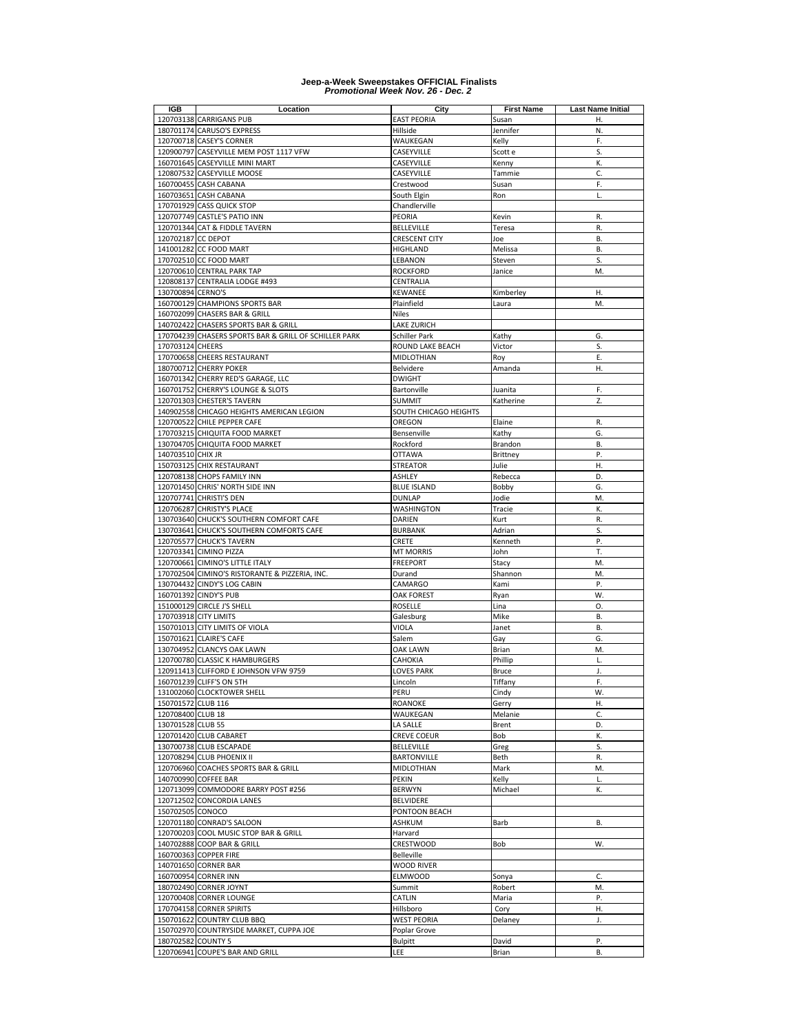**Jeep-a-Week Sweepstakes OFFICIAL Finalists**
***Promotional Week Nov. 26 - Dec. 2***

| IGB | Location | City | First Name | Last Name Initial |
|---|---|---|---|---|
| 120703138 | CARRIGANS PUB | EAST PEORIA | Susan | H. |
| 180701174 | CARUSO'S EXPRESS | Hillside | Jennifer | N. |
| 120700718 | CASEY'S CORNER | WAUKEGAN | Kelly | F. |
| 120900797 | CASEYVILLE MEM POST 1117 VFW | CASEYVILLE | Scott e | S. |
| 160701645 | CASEYVILLE MINI MART | CASEYVILLE | Kenny | K. |
| 120807532 | CASEYVILLE MOOSE | CASEYVILLE | Tammie | C. |
| 160700455 | CASH CABANA | Crestwood | Susan | F. |
| 160703651 | CASH CABANA | South Elgin | Ron | L. |
| 170701929 | CASS QUICK STOP | Chandlerville | | |
| 120707749 | CASTLE'S PATIO INN | PEORIA | Kevin | R. |
| 120701344 | CAT & FIDDLE TAVERN | BELLEVILLE | Teresa | R. |
| 120702187 | CC DEPOT | CRESCENT CITY | Joe | B. |
| 141001282 | CC FOOD MART | HIGHLAND | Melissa | B. |
| 170702510 | CC FOOD MART | LEBANON | Steven | S. |
| 120700610 | CENTRAL PARK TAP | ROCKFORD | Janice | M. |
| 120808137 | CENTRALIA LODGE #493 | CENTRALIA | | |
| 130700894 | CERNO'S | KEWANEE | Kimberley | H. |
| 160700129 | CHAMPIONS SPORTS BAR | Plainfield | Laura | M. |
| 160702099 | CHASERS BAR & GRILL | Niles | | |
| 140702422 | CHASERS SPORTS BAR & GRILL | LAKE ZURICH | | |
| 170704239 | CHASERS SPORTS BAR & GRILL OF SCHILLER PARK | Schiller Park | Kathy | G. |
| 170703124 | CHEERS | ROUND LAKE BEACH | Victor | S. |
| 170700658 | CHEERS RESTAURANT | MIDLOTHIAN | Roy | E. |
| 180700712 | CHERRY POKER | Belvidere | Amanda | H. |
| 160701342 | CHERRY RED'S GARAGE, LLC | DWIGHT | | |
| 160701752 | CHERRY'S LOUNGE & SLOTS | Bartonville | Juanita | F. |
| 120701303 | CHESTER'S TAVERN | SUMMIT | Katherine | Z. |
| 140902558 | CHICAGO HEIGHTS AMERICAN LEGION | SOUTH CHICAGO HEIGHTS | | |
| 120700522 | CHILE PEPPER CAFE | OREGON | Elaine | R. |
| 170703215 | CHIQUITA FOOD MARKET | Bensenville | Kathy | G. |
| 130704705 | CHIQUITA FOOD MARKET | Rockford | Brandon | B. |
| 140703510 | CHIX JR | OTTAWA | Brittney | P. |
| 150703125 | CHIX RESTAURANT | STREATOR | Julie | H. |
| 120708138 | CHOPS FAMILY INN | ASHLEY | Rebecca | D. |
| 120701450 | CHRIS' NORTH SIDE INN | BLUE ISLAND | Bobby | G. |
| 120707741 | CHRISTI'S DEN | DUNLAP | Jodie | M. |
| 120706287 | CHRISTY'S PLACE | WASHINGTON | Tracie | K. |
| 130703640 | CHUCK'S SOUTHERN COMFORT CAFE | DARIEN | Kurt | R. |
| 130703641 | CHUCK'S SOUTHERN COMFORTS CAFE | BURBANK | Adrian | S. |
| 120705577 | CHUCK'S TAVERN | CRETE | Kenneth | P. |
| 120703341 | CIMINO PIZZA | MT MORRIS | John | T. |
| 120700661 | CIMINO'S LITTLE ITALY | FREEPORT | Stacy | M. |
| 170702504 | CIMINO'S RISTORANTE & PIZZERIA, INC. | Durand | Shannon | M. |
| 130704432 | CINDY'S LOG CABIN | CAMARGO | Kami | P. |
| 160701392 | CINDY'S PUB | OAK FOREST | Ryan | W. |
| 151000129 | CIRCLE J'S SHELL | ROSELLE | Lina | O. |
| 170703918 | CITY LIMITS | Galesburg | Mike | B. |
| 150701013 | CITY LIMITS OF VIOLA | VIOLA | Janet | B. |
| 150701621 | CLAIRE'S CAFE | Salem | Gay | G. |
| 130704952 | CLANCYS OAK LAWN | OAK LAWN | Brian | M. |
| 120700780 | CLASSIC K HAMBURGERS | CAHOKIA | Phillip | L. |
| 120911413 | CLIFFORD E JOHNSON VFW 9759 | LOVES PARK | Bruce | J. |
| 160701239 | CLIFF'S ON 5TH | Lincoln | Tiffany | F. |
| 131002060 | CLOCKTOWER SHELL | PERU | Cindy | W. |
| 150701572 | CLUB 116 | ROANOKE | Gerry | H. |
| 120708400 | CLUB 18 | WAUKEGAN | Melanie | C. |
| 130701528 | CLUB 55 | LA SALLE | Brent | D. |
| 120701420 | CLUB CABARET | CREVE COEUR | Bob | K. |
| 130700738 | CLUB ESCAPADE | BELLEVILLE | Greg | S. |
| 120708294 | CLUB PHOENIX II | BARTONVILLE | Beth | R. |
| 120706960 | COACHES SPORTS BAR & GRILL | MIDLOTHIAN | Mark | M. |
| 140700990 | COFFEE BAR | PEKIN | Kelly | L. |
| 120713099 | COMMODORE BARRY POST #256 | BERWYN | Michael | K. |
| 120712502 | CONCORDIA LANES | BELVIDERE | | |
| 150702505 | CONOCO | PONTOON BEACH | | |
| 120701180 | CONRAD'S SALOON | ASHKUM | Barb | B. |
| 120700203 | COOL MUSIC STOP BAR & GRILL | Harvard | | |
| 140702888 | COOP BAR & GRILL | CRESTWOOD | Bob | W. |
| 160700363 | COPPER FIRE | Belleville | | |
| 140701650 | CORNER BAR | WOOD RIVER | | |
| 160700954 | CORNER INN | ELMWOOD | Sonya | C. |
| 180702490 | CORNER JOYNT | Summit | Robert | M. |
| 120700408 | CORNER LOUNGE | CATLIN | Maria | P. |
| 170704158 | CORNER SPIRITS | Hillsboro | Cory | H. |
| 150701622 | COUNTRY CLUB BBQ | WEST PEORIA | Delaney | J. |
| 150702970 | COUNTRYSIDE MARKET, CUPPA JOE | Poplar Grove | | |
| 180702582 | COUNTY 5 | Bulpitt | David | P. |
| 120706941 | COUPE'S BAR AND GRILL | LEE | Brian | B. |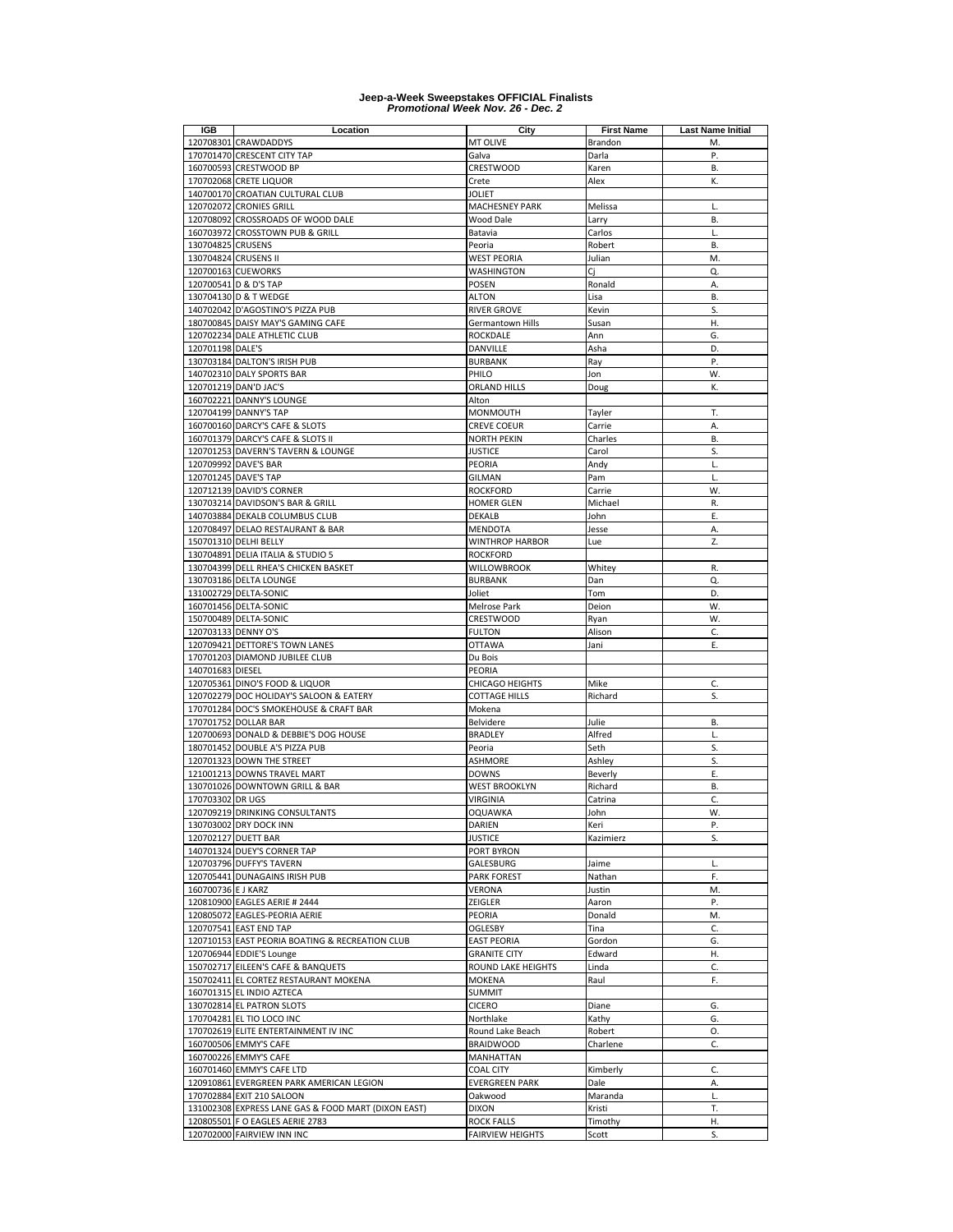# Jeep-a-Week Sweepstakes OFFICIAL Finalists
## *Promotional Week Nov. 26 - Dec. 2*

| IGB | Location | City | First Name | Last Name Initial |
|---|---|---|---|---|
| 120708301 | CRAWDADDYS | MT OLIVE | Brandon | M. |
| 170701470 | CRESCENT CITY TAP | Galva | Darla | P. |
| 160700593 | CRESTWOOD BP | CRESTWOOD | Karen | B. |
| 170702068 | CRETE LIQUOR | Crete | Alex | K. |
| 140700170 | CROATIAN CULTURAL CLUB | JOLIET | | |
| 120702072 | CRONIES GRILL | MACHESNEY PARK | Melissa | L. |
| 120708092 | CROSSROADS OF WOOD DALE | Wood Dale | Larry | B. |
| 160703972 | CROSSTOWN PUB & GRILL | Batavia | Carlos | L. |
| 130704825 | CRUSENS | Peoria | Robert | B. |
| 130704824 | CRUSENS II | WEST PEORIA | Julian | M. |
| 120700163 | CUEWORKS | WASHINGTON | Cj | Q. |
| 120700541 | D & D'S TAP | POSEN | Ronald | A. |
| 130704130 | D & T WEDGE | ALTON | Lisa | B. |
| 140702042 | D'AGOSTINO'S PIZZA PUB | RIVER GROVE | Kevin | S. |
| 180700845 | DAISY MAY'S GAMING CAFE | Germantown Hills | Susan | H. |
| 120702234 | DALE ATHLETIC CLUB | ROCKDALE | Ann | G. |
| 120701198 | DALE'S | DANVILLE | Asha | D. |
| 130703184 | DALTON'S IRISH PUB | BURBANK | Ray | P. |
| 140702310 | DALY SPORTS BAR | PHILO | Jon | W. |
| 120701219 | DAN'D JAC'S | ORLAND HILLS | Doug | K. |
| 160702221 | DANNY'S LOUNGE | Alton | | |
| 120704199 | DANNY'S TAP | MONMOUTH | Tayler | T. |
| 160700160 | DARCY'S CAFE & SLOTS | CREVE COEUR | Carrie | A. |
| 160701379 | DARCY'S CAFE & SLOTS II | NORTH PEKIN | Charles | B. |
| 120701253 | DAVERN'S TAVERN & LOUNGE | JUSTICE | Carol | S. |
| 120709992 | DAVE'S BAR | PEORIA | Andy | L. |
| 120701245 | DAVE'S TAP | GILMAN | Pam | L. |
| 120712139 | DAVID'S CORNER | ROCKFORD | Carrie | W. |
| 130703214 | DAVIDSON'S BAR & GRILL | HOMER GLEN | Michael | R. |
| 140703884 | DEKALB COLUMBUS CLUB | DEKALB | John | E. |
| 120708497 | DELAO RESTAURANT & BAR | MENDOTA | Jesse | A. |
| 150701310 | DELHI BELLY | WINTHROP HARBOR | Lue | Z. |
| 130704891 | DELIA ITALIA & STUDIO 5 | ROCKFORD | | |
| 130704399 | DELL RHEA'S CHICKEN BASKET | WILLOWBROOK | Whitey | R. |
| 130703186 | DELTA LOUNGE | BURBANK | Dan | Q. |
| 131002729 | DELTA-SONIC | Joliet | Tom | D. |
| 160701456 | DELTA-SONIC | Melrose Park | Deion | W. |
| 150700489 | DELTA-SONIC | CRESTWOOD | Ryan | W. |
| 120703133 | DENNY O'S | FULTON | Alison | C. |
| 120709421 | DETTORE'S TOWN LANES | OTTAWA | Jani | E. |
| 170701203 | DIAMOND JUBILEE CLUB | Du Bois | | |
| 140701683 | DIESEL | PEORIA | | |
| 120705361 | DINO'S FOOD & LIQUOR | CHICAGO HEIGHTS | Mike | C. |
| 120702279 | DOC HOLIDAY'S SALOON & EATERY | COTTAGE HILLS | Richard | S. |
| 170701284 | DOC'S SMOKEHOUSE & CRAFT BAR | Mokena | | |
| 170701752 | DOLLAR BAR | Belvidere | Julie | B. |
| 120700693 | DONALD & DEBBIE'S DOG HOUSE | BRADLEY | Alfred | L. |
| 180701452 | DOUBLE A'S PIZZA PUB | Peoria | Seth | S. |
| 120701323 | DOWN THE STREET | ASHMORE | Ashley | S. |
| 121001213 | DOWNS TRAVEL MART | DOWNS | Beverly | E. |
| 130701026 | DOWNTOWN GRILL & BAR | WEST BROOKLYN | Richard | B. |
| 170703302 | DR UGS | VIRGINIA | Catrina | C. |
| 120709219 | DRINKING CONSULTANTS | OQUAWKA | John | W. |
| 130703002 | DRY DOCK INN | DARIEN | Keri | P. |
| 120702127 | DUETT BAR | JUSTICE | Kazimierz | S. |
| 140701324 | DUEY'S CORNER TAP | PORT BYRON | | |
| 120703796 | DUFFY'S TAVERN | GALESBURG | Jaime | L. |
| 120705441 | DUNAGAINS IRISH PUB | PARK FOREST | Nathan | F. |
| 160700736 | E J KARZ | VERONA | Justin | M. |
| 120810900 | EAGLES AERIE # 2444 | ZEIGLER | Aaron | P. |
| 120805072 | EAGLES-PEORIA AERIE | PEORIA | Donald | M. |
| 120707541 | EAST END TAP | OGLESBY | Tina | C. |
| 120710153 | EAST PEORIA BOATING & RECREATION CLUB | EAST PEORIA | Gordon | G. |
| 120706944 | EDDIE'S Lounge | GRANITE CITY | Edward | H. |
| 150702717 | EILEEN'S CAFE & BANQUETS | ROUND LAKE HEIGHTS | Linda | C. |
| 150702411 | EL CORTEZ RESTAURANT MOKENA | MOKENA | Raul | F. |
| 160701315 | EL INDIO AZTECA | SUMMIT | | |
| 130702814 | EL PATRON SLOTS | CICERO | Diane | G. |
| 170704281 | EL TIO LOCO INC | Northlake | Kathy | G. |
| 170702619 | ELITE ENTERTAINMENT IV INC | Round Lake Beach | Robert | O. |
| 160700506 | EMMY'S CAFE | BRAIDWOOD | Charlene | C. |
| 160700226 | EMMY'S CAFE | MANHATTAN | | |
| 160701460 | EMMY'S CAFE LTD | COAL CITY | Kimberly | C. |
| 120910861 | EVERGREEN PARK AMERICAN LEGION | EVERGREEN PARK | Dale | A. |
| 170702884 | EXIT 210 SALOON | Oakwood | Maranda | L. |
| 131002308 | EXPRESS LANE GAS & FOOD MART (DIXON EAST) | DIXON | Kristi | T. |
| 120805501 | F O EAGLES AERIE 2783 | ROCK FALLS | Timothy | H. |
| 120702000 | FAIRVIEW INN INC | FAIRVIEW HEIGHTS | Scott | S. |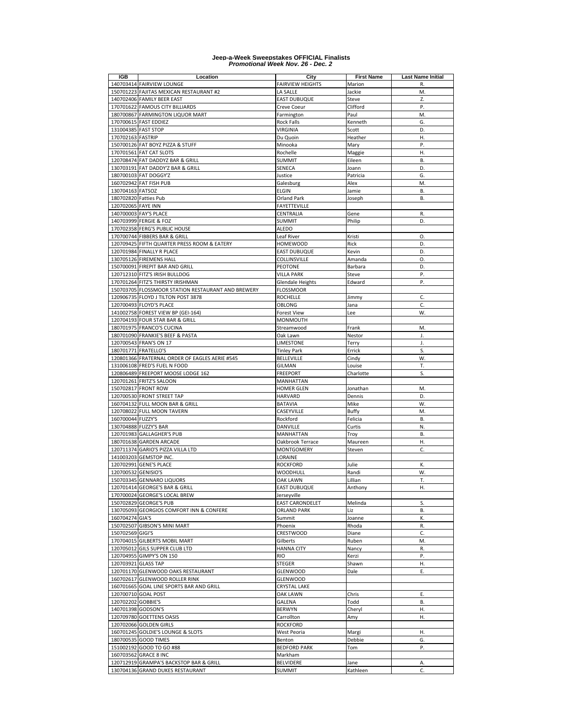# Jeep-a-Week Sweepstakes OFFICIAL Finalists
## *Promotional Week Nov. 26 - Dec. 2*

| IGB | Location | City | First Name | Last Name Initial |
|---|---|---|---|---|
| 140703414 | FAIRVIEW LOUNGE | FAIRVIEW HEIGHTS | Marion | R. |
| 150701223 | FAJITAS MEXICAN RESTAURANT #2 | LA SALLE | Jackie | M. |
| 140702406 | FAMILY BEER EAST | EAST DUBUQUE | Steve | Z. |
| 170701622 | FAMOUS CITY BILLIARDS | Creve Coeur | Clifford | P. |
| 180700867 | FARMINGTON LIQUOR MART | Farmington | Paul | M. |
| 170700615 | FAST EDDIEZ | Rock Falls | Kenneth | G. |
| 131004385 | FAST STOP | VIRGINIA | Scott | D. |
| 170702163 | FASTRIP | Du Quoin | Heather | H. |
| 150700126 | FAT BOYZ PIZZA & STUFF | Minooka | Mary | P. |
| 170701561 | FAT CAT SLOTS | Rochelle | Maggie | H. |
| 120708474 | FAT DADDYZ BAR & GRILL | SUMMIT | Eileen | B. |
| 130703191 | FAT DADDY'Z BAR & GRILL | SENECA | Joann | D. |
| 180700103 | FAT DOGGY'Z | Justice | Patricia | G. |
| 160702942 | FAT FISH PUB | Galesburg | Alex | M. |
| 130704163 | FATSOZ | ELGIN | Jamie | B. |
| 180702820 | Fatties Pub | Orland Park | Joseph | B. |
| 120702065 | FAYE INN | FAYETTEVILLE | | |
| 140700003 | FAY'S PLACE | CENTRALIA | Gene | R. |
| 140703999 | FERGIE & FOZ | SUMMIT | Philip | D. |
| 170702358 | FERG'S PUBLIC HOUSE | ALEDO | | |
| 170700744 | FIBBERS BAR & GRILL | Leaf River | Kristi | O. |
| 120709425 | FIFTH QUARTER PRESS ROOM & EATERY | HOMEWOOD | Rick | D. |
| 120701984 | FINALLY R PLACE | EAST DUBUQUE | Kevin | D. |
| 130705126 | FIREMENS HALL | COLLINSVILLE | Amanda | O. |
| 150700091 | FIREPIT BAR AND GRILL | PEOTONE | Barbara | D. |
| 120712310 | FITZ'S IRISH BULLDOG | VILLA PARK | Steve | P. |
| 170701264 | FITZ'S THIRSTY IRISHMAN | Glendale Heights | Edward | P. |
| 150703705 | FLOSSMOOR STATION RESTAURANT AND BREWERY | FLOSSMOOR | | |
| 120906735 | FLOYD J TILTON POST 3878 | ROCHELLE | Jimmy | C. |
| 120700493 | FLOYD'S PLACE | OBLONG | Jana | C. |
| 141002758 | FOREST VIEW BP (GEI-164) | Forest View | Lee | W. |
| 120704193 | FOUR STAR BAR & GRILL | MONMOUTH | | |
| 180701975 | FRANCO'S CUCINA | Streamwood | Frank | M. |
| 180701090 | FRANKIE'S BEEF & PASTA | Oak Lawn | Nestor | J. |
| 120700543 | FRAN'S ON 17 | LIMESTONE | Terry | J. |
| 180701771 | FRATELLO'S | Tinley Park | Errick | S. |
| 120801366 | FRATERNAL ORDER OF EAGLES AERIE #545 | BELLEVILLE | Cindy | W. |
| 131006108 | FRED'S FUEL N FOOD | GILMAN | Louise | T. |
| 120806489 | FREEPORT MOOSE LODGE 162 | FREEPORT | Charlotte | S. |
| 120701261 | FRITZ'S SALOON | MANHATTAN | | |
| 150702817 | FRONT ROW | HOMER GLEN | Jonathan | M. |
| 120700530 | FRONT STREET TAP | HARVARD | Dennis | D. |
| 160704132 | FULL MOON BAR & GRILL | BATAVIA | Mike | W. |
| 120708022 | FULL MOON TAVERN | CASEYVILLE | Buffy | M. |
| 160700044 | FUZZY'S | Rockford | Felicia | B. |
| 130704888 | FUZZY'S BAR | DANVILLE | Curtis | N. |
| 120701983 | GALLAGHER'S PUB | MANHATTAN | Troy | B. |
| 180701638 | GARDEN ARCADE | Oakbrook Terrace | Maureen | H. |
| 120711374 | GARIO'S PIZZA VILLA LTD | MONTGOMERY | Steven | C. |
| 141003203 | GEMSTOP INC. | LORAINE | | |
| 120702991 | GENE'S PLACE | ROCKFORD | Julie | K. |
| 120700532 | GENISIO'S | WOODHULL | Randi | W. |
| 150703345 | GENNARO LIQUORS | OAK LAWN | Lillian | T. |
| 120701414 | GEORGE'S BAR & GRILL | EAST DUBUQUE | Anthony | H. |
| 170700024 | GEORGE'S LOCAL BREW | Jerseyville | | |
| 150702829 | GEORGE'S PUB | EAST CARONDELET | Melinda | S. |
| 130705093 | GEORGIOS COMFORT INN & CONFERE | ORLAND PARK | Liz | B. |
| 160704274 | GIA'S | Summit | Joanne | K. |
| 150702507 | GIBSON'S MINI MART | Phoenix | Rhoda | R. |
| 150702569 | GIGI'S | CRESTWOOD | Diane | C. |
| 170704015 | GILBERTS MOBIL MART | Gilberts | Ruben | M. |
| 120705012 | GILS SUPPER CLUB LTD | HANNA CITY | Nancy | R. |
| 120704955 | GIMPY'S ON 150 | RIO | Kerzi | P. |
| 120703921 | GLASS TAP | STEGER | Shawn | H. |
| 120701170 | GLENWOOD OAKS RESTAURANT | GLENWOOD | Dale | E. |
| 160702617 | GLENWOOD ROLLER RINK | GLENWOOD | | |
| 160701665 | GOAL LINE SPORTS BAR AND GRILL | CRYSTAL LAKE | | |
| 120700710 | GOAL POST | OAK LAWN | Chris | E. |
| 120702202 | GOBBIE'S | GALENA | Todd | B. |
| 140701398 | GODSON'S | BERWYN | Cheryl | H. |
| 120709780 | GOETTENS OASIS | Carrollton | Amy | H. |
| 120702066 | GOLDEN GIRLS | ROCKFORD | | |
| 160701245 | GOLDIE'S LOUNGE & SLOTS | West Peoria | Margi | H. |
| 180700535 | GOOD TIMES | Benton | Debbie | G. |
| 151002192 | GOOD TO GO #88 | BEDFORD PARK | Tom | P. |
| 160703562 | GRACE 8 INC | Markham | | |
| 120712919 | GRAMPA'S BACKSTOP BAR & GRILL | BELVIDERE | Jane | A. |
| 130704136 | GRAND DUKES RESTAURANT | SUMMIT | Kathleen | C. |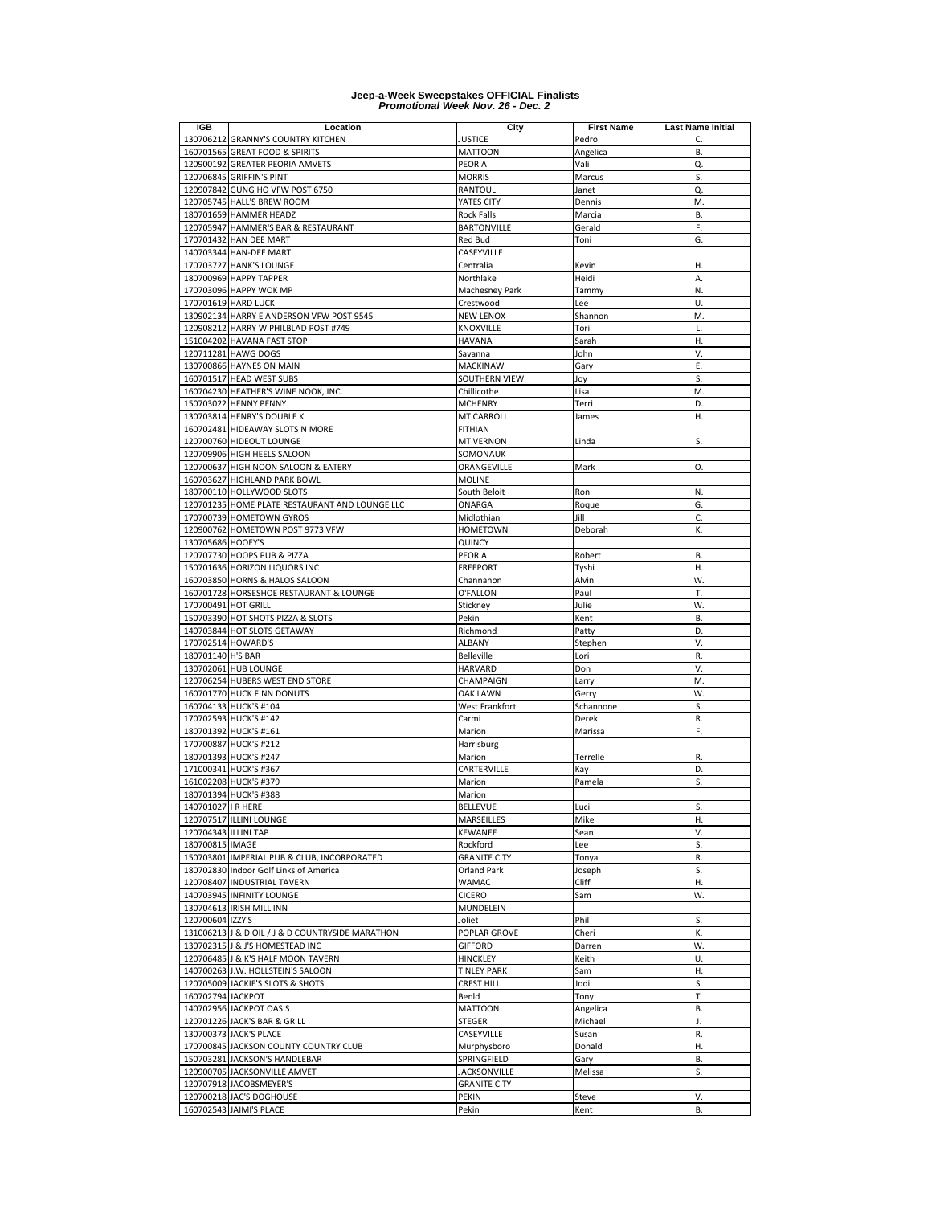**Jeep-a-Week Sweepstakes OFFICIAL Finalists**
***Promotional Week Nov. 26 - Dec. 2***

| IGB | Location | City | First Name | Last Name Initial |
|---|---|---|---|---|
| 130706212 | GRANNY'S COUNTRY KITCHEN | JUSTICE | Pedro | C. |
| 160701565 | GREAT FOOD & SPIRITS | MATTOON | Angelica | B. |
| 120900192 | GREATER PEORIA AMVETS | PEORIA | Vali | Q. |
| 120706845 | GRIFFIN'S PINT | MORRIS | Marcus | S. |
| 120907842 | GUNG HO VFW POST 6750 | RANTOUL | Janet | Q. |
| 120705745 | HALL'S BREW ROOM | YATES CITY | Dennis | M. |
| 180701659 | HAMMER HEADZ | Rock Falls | Marcia | B. |
| 120705947 | HAMMER'S BAR & RESTAURANT | BARTONVILLE | Gerald | F. |
| 170701432 | HAN DEE MART | Red Bud | Toni | G. |
| 140703344 | HAN-DEE MART | CASEYVILLE | | |
| 170703727 | HANK'S LOUNGE | Centralia | Kevin | H. |
| 180700969 | HAPPY TAPPER | Northlake | Heidi | A. |
| 170703096 | HAPPY WOK MP | Machesney Park | Tammy | N. |
| 170701619 | HARD LUCK | Crestwood | Lee | U. |
| 130902134 | HARRY E ANDERSON VFW POST 9545 | NEW LENOX | Shannon | M. |
| 120908212 | HARRY W PHILBLAD POST #749 | KNOXVILLE | Tori | L. |
| 151004202 | HAVANA FAST STOP | HAVANA | Sarah | H. |
| 120711281 | HAWG DOGS | Savanna | John | V. |
| 130700866 | HAYNES ON MAIN | MACKINAW | Gary | E. |
| 160701517 | HEAD WEST SUBS | SOUTHERN VIEW | Joy | S. |
| 160704230 | HEATHER'S WINE NOOK, INC. | Chillicothe | Lisa | M. |
| 150703022 | HENNY PENNY | MCHENRY | Terri | D. |
| 130703814 | HENRY'S DOUBLE K | MT CARROLL | James | H. |
| 160702481 | HIDEAWAY SLOTS N MORE | FITHIAN | | |
| 120700760 | HIDEOUT LOUNGE | MT VERNON | Linda | S. |
| 120709906 | HIGH HEELS SALOON | SOMONAUK | | |
| 120700637 | HIGH NOON SALOON & EATERY | ORANGEVILLE | Mark | O. |
| 160703627 | HIGHLAND PARK BOWL | MOLINE | | |
| 180700110 | HOLLYWOOD SLOTS | South Beloit | Ron | N. |
| 120701235 | HOME PLATE RESTAURANT AND LOUNGE LLC | ONARGA | Roque | G. |
| 170700739 | HOMETOWN GYROS | Midlothian | Jill | C. |
| 120900762 | HOMETOWN POST 9773 VFW | HOMETOWN | Deborah | K. |
| 130705686 | HOOEY'S | QUINCY | | |
| 120707730 | HOOPS PUB & PIZZA | PEORIA | Robert | B. |
| 150701636 | HORIZON LIQUORS INC | FREEPORT | Tyshi | H. |
| 160703850 | HORNS & HALOS SALOON | Channahon | Alvin | W. |
| 160701728 | HORSESHOE RESTAURANT & LOUNGE | O'FALLON | Paul | T. |
| 170700491 | HOT GRILL | Stickney | Julie | W. |
| 150703390 | HOT SHOTS PIZZA & SLOTS | Pekin | Kent | B. |
| 140703844 | HOT SLOTS GETAWAY | Richmond | Patty | D. |
| 170702514 | HOWARD'S | ALBANY | Stephen | V. |
| 180701140 | H'S BAR | Belleville | Lori | R. |
| 130702061 | HUB LOUNGE | HARVARD | Don | V. |
| 120706254 | HUBERS WEST END STORE | CHAMPAIGN | Larry | M. |
| 160701770 | HUCK FINN DONUTS | OAK LAWN | Gerry | W. |
| 160704133 | HUCK'S #104 | West Frankfort | Schannone | S. |
| 170702593 | HUCK'S #142 | Carmi | Derek | R. |
| 180701392 | HUCK'S #161 | Marion | Marissa | F. |
| 170700887 | HUCK'S #212 | Harrisburg | | |
| 180701393 | HUCK'S #247 | Marion | Terrelle | R. |
| 171000341 | HUCK'S #367 | CARTERVILLE | Kay | D. |
| 161002208 | HUCK'S #379 | Marion | Pamela | S. |
| 180701394 | HUCK'S #388 | Marion | | |
| 140701027 | I R HERE | BELLEVUE | Luci | S. |
| 120707517 | ILLINI LOUNGE | MARSEILLES | Mike | H. |
| 120704343 | ILLINI TAP | KEWANEE | Sean | V. |
| 180700815 | IMAGE | Rockford | Lee | S. |
| 150703801 | IMPERIAL PUB & CLUB, INCORPORATED | GRANITE CITY | Tonya | R. |
| 180702830 | Indoor Golf Links of America | Orland Park | Joseph | S. |
| 120708407 | INDUSTRIAL TAVERN | WAMAC | Cliff | H. |
| 140703945 | INFINITY LOUNGE | CICERO | Sam | W. |
| 130704613 | IRISH MILL INN | MUNDELEIN | | |
| 120700604 | IZZY'S | Joliet | Phil | S. |
| 131006213 | J & D OIL / J & D COUNTRYSIDE MARATHON | POPLAR GROVE | Cheri | K. |
| 130702315 | J & J'S HOMESTEAD INC | GIFFORD | Darren | W. |
| 120706485 | J & K'S HALF MOON TAVERN | HINCKLEY | Keith | U. |
| 140700263 | J.W. HOLLSTEIN'S SALOON | TINLEY PARK | Sam | H. |
| 120705009 | JACKIE'S SLOTS & SHOTS | CREST HILL | Jodi | S. |
| 160702794 | JACKPOT | Benld | Tony | T. |
| 140702956 | JACKPOT OASIS | MATTOON | Angelica | B. |
| 120701226 | JACK'S BAR & GRILL | STEGER | Michael | J. |
| 130700373 | JACK'S PLACE | CASEYVILLE | Susan | R. |
| 170700845 | JACKSON COUNTY COUNTRY CLUB | Murphysboro | Donald | H. |
| 150703281 | JACKSON'S HANDLEBAR | SPRINGFIELD | Gary | B. |
| 120900705 | JACKSONVILLE AMVET | JACKSONVILLE | Melissa | S. |
| 120707918 | JACOBSMEYER'S | GRANITE CITY | | |
| 120700218 | JAC'S DOGHOUSE | PEKIN | Steve | V. |
| 160702543 | JAIMI'S PLACE | Pekin | Kent | B. |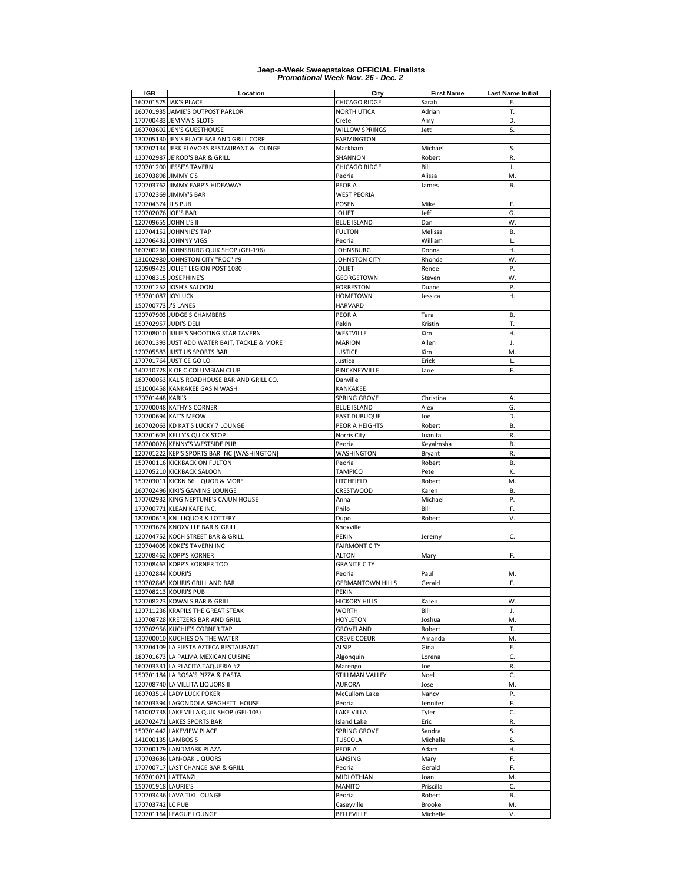# Jeep-a-Week Sweepstakes OFFICIAL Finalists
***Promotional Week Nov. 26 - Dec. 2***

| IGB | Location | City | First Name | Last Name Initial |
|---|---|---|---|---|
| 160701575 | JAK'S PLACE | CHICAGO RIDGE | Sarah | E. |
| 160701935 | JAMIE'S OUTPOST PARLOR | NORTH UTICA | Adrian | T. |
| 170700483 | JEMMA'S SLOTS | Crete | Amy | D. |
| 160703602 | JEN'S GUESTHOUSE | WILLOW SPRINGS | Jett | S. |
| 130705130 | JEN'S PLACE BAR AND GRILL CORP | FARMINGTON | | |
| 180702134 | JERK FLAVORS RESTAURANT & LOUNGE | Markham | Michael | S. |
| 120702987 | JE'ROD'S BAR & GRILL | SHANNON | Robert | R. |
| 120701200 | JESSE'S TAVERN | CHICAGO RIDGE | Bill | J. |
| 160703898 | JIMMY C'S | Peoria | Alissa | M. |
| 120703762 | JIMMY EARP'S HIDEAWAY | PEORIA | James | B. |
| 170702369 | JIMMY'S BAR | WEST PEORIA | | |
| 120704374 | JJ'S PUB | POSEN | Mike | F. |
| 120702076 | JOE'S BAR | JOLIET | Jeff | G. |
| 120709655 | JOHN L'S II | BLUE ISLAND | Dan | W. |
| 120704152 | JOHNNIE'S TAP | FULTON | Melissa | B. |
| 120706432 | JOHNNY VIGS | Peoria | William | L. |
| 160700238 | JOHNSBURG QUIK SHOP (GEI-196) | JOHNSBURG | Donna | H. |
| 131002980 | JOHNSTON CITY "ROC" #9 | JOHNSTON CITY | Rhonda | W. |
| 120909423 | JOLIET LEGION POST 1080 | JOLIET | Renee | P. |
| 120708315 | JOSEPHINE'S | GEORGETOWN | Steven | W. |
| 120701252 | JOSH'S SALOON | FORRESTON | Duane | P. |
| 150701087 | JOYLUCK | HOMETOWN | Jessica | H. |
| 150700773 | J'S LANES | HARVARD | | |
| 120707903 | JUDGE'S CHAMBERS | PEORIA | Tara | B. |
| 150702957 | JUDI'S DELI | Pekin | Kristin | T. |
| 120708010 | JULIE'S SHOOTING STAR TAVERN | WESTVILLE | Kim | H. |
| 160701393 | JUST ADD WATER BAIT, TACKLE & MORE | MARION | Allen | J. |
| 120705583 | JUST US SPORTS BAR | JUSTICE | Kim | M. |
| 170701764 | JUSTICE GO LO | Justice | Erick | L. |
| 140710728 | K OF C COLUMBIAN CLUB | PINCKNEYVILLE | Jane | F. |
| 180700053 | KAL'S ROADHOUSE BAR AND GRILL CO. | Danville | | |
| 151000458 | KANKAKEE GAS N WASH | KANKAKEE | | |
| 170701448 | KARI'S | SPRING GROVE | Christina | A. |
| 170700048 | KATHY'S CORNER | BLUE ISLAND | Alex | G. |
| 120700694 | KAT'S MEOW | EAST DUBUQUE | Joe | D. |
| 160702063 | KD KAT'S LUCKY 7 LOUNGE | PEORIA HEIGHTS | Robert | B. |
| 180701603 | KELLY'S QUICK STOP | Norris City | Juanita | R. |
| 180700026 | KENNY'S WESTSIDE PUB | Peoria | Keyalmsha | B. |
| 120701222 | KEP'S SPORTS BAR INC [WASHINGTON] | WASHINGTON | Bryant | R. |
| 150700116 | KICKBACK ON FULTON | Peoria | Robert | B. |
| 120705210 | KICKBACK SALOON | TAMPICO | Pete | K. |
| 150703011 | KICKN 66 LIQUOR & MORE | LITCHFIELD | Robert | M. |
| 160702496 | KIKI'S GAMING LOUNGE | CRESTWOOD | Karen | B. |
| 170702932 | KING NEPTUNE'S CAJUN HOUSE | Anna | Michael | P. |
| 170700771 | KLEAN KAFE INC. | Philo | Bill | F. |
| 180700613 | KNJ LIQUOR & LOTTERY | Dupo | Robert | V. |
| 170703674 | KNOXVILLE BAR & GRILL | Knoxville | | |
| 120704752 | KOCH STREET BAR & GRILL | PEKIN | Jeremy | C. |
| 120704005 | KOKE'S TAVERN INC | FAIRMONT CITY | | |
| 120708462 | KOPP'S KORNER | ALTON | Mary | F. |
| 120708463 | KOPP'S KORNER TOO | GRANITE CITY | | |
| 130702844 | KOURI'S | Peoria | Paul | M. |
| 130702845 | KOURIS GRILL AND BAR | GERMANTOWN HILLS | Gerald | F. |
| 120708213 | KOURI'S PUB | PEKIN | | |
| 120708223 | KOWALS BAR & GRILL | HICKORY HILLS | Karen | W. |
| 120711236 | KRAPILS THE GREAT STEAK | WORTH | Bill | J. |
| 120708728 | KRETZERS BAR AND GRILL | HOYLETON | Joshua | M. |
| 120702956 | KUCHIE'S CORNER TAP | GROVELAND | Robert | T. |
| 130700010 | KUCHIES ON THE WATER | CREVE COEUR | Amanda | M. |
| 130704109 | LA FIESTA AZTECA RESTAURANT | ALSIP | Gina | E. |
| 180701673 | LA PALMA MEXICAN CUISINE | Algonquin | Lorena | C. |
| 160703331 | LA PLACITA TAQUERIA #2 | Marengo | Joe | R. |
| 150701184 | LA ROSA'S PIZZA & PASTA | STILLMAN VALLEY | Noel | C. |
| 120708740 | LA VILLITA LIQUORS II | AURORA | Jose | M. |
| 160703514 | LADY LUCK POKER | McCullom Lake | Nancy | P. |
| 160703394 | LAGONDOLA SPAGHETTI HOUSE | Peoria | Jennifer | F. |
| 141002738 | LAKE VILLA QUIK SHOP (GEI-103) | LAKE VILLA | Tyler | C. |
| 160702471 | LAKES SPORTS BAR | Island Lake | Eric | R. |
| 150701442 | LAKEVIEW PLACE | SPRING GROVE | Sandra | S. |
| 141000135 | LAMBOS 5 | TUSCOLA | Michelle | S. |
| 120700179 | LANDMARK PLAZA | PEORIA | Adam | H. |
| 170703636 | LAN-OAK LIQUORS | LANSING | Mary | F. |
| 170700717 | LAST CHANCE BAR & GRILL | Peoria | Gerald | F. |
| 160701021 | LATTANZI | MIDLOTHIAN | Joan | M. |
| 150701918 | LAURIE'S | MANITO | Priscilla | C. |
| 170703436 | LAVA TIKI LOUNGE | Peoria | Robert | B. |
| 170703742 | LC PUB | Caseyville | Brooke | M. |
| 120701164 | LEAGUE LOUNGE | BELLEVILLE | Michelle | V. |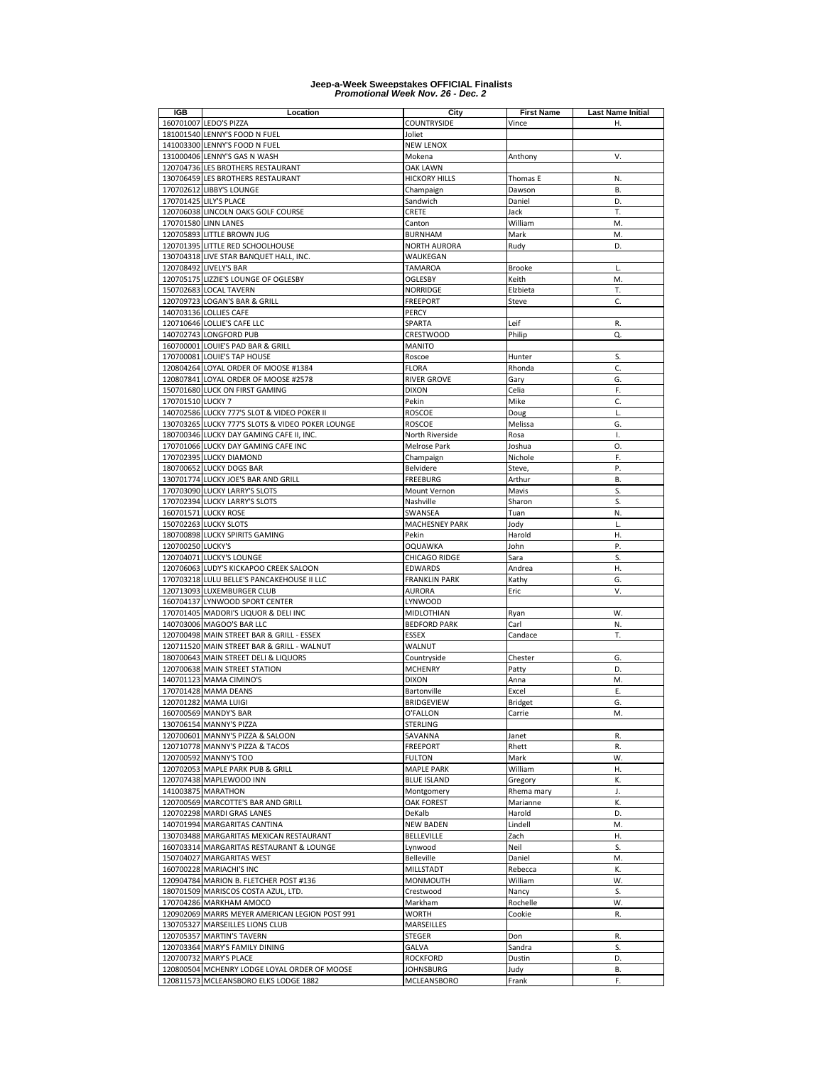**Jeep-a-Week Sweepstakes OFFICIAL Finalists**
***Promotional Week Nov. 26 - Dec. 2***

| IGB | Location | City | First Name | Last Name Initial |
|---|---|---|---|---|
| 160701007 | LEDO'S PIZZA | COUNTRYSIDE | Vince | H. |
| 181001540 | LENNY'S FOOD N FUEL | Joliet | | |
| 141003300 | LENNY'S FOOD N FUEL | NEW LENOX | | |
| 131000406 | LENNY'S GAS N WASH | Mokena | Anthony | V. |
| 120704736 | LES BROTHERS RESTAURANT | OAK LAWN | | |
| 130706459 | LES BROTHERS RESTAURANT | HICKORY HILLS | Thomas E | N. |
| 170702612 | LIBBY'S LOUNGE | Champaign | Dawson | B. |
| 170701425 | LILY'S PLACE | Sandwich | Daniel | D. |
| 120706038 | LINCOLN OAKS GOLF COURSE | CRETE | Jack | T. |
| 170701580 | LINN LANES | Canton | William | M. |
| 120705893 | LITTLE BROWN JUG | BURNHAM | Mark | M. |
| 120701395 | LITTLE RED SCHOOLHOUSE | NORTH AURORA | Rudy | D. |
| 130704318 | LIVE STAR BANQUET HALL, INC. | WAUKEGAN | | |
| 120708492 | LIVELY'S BAR | TAMAROA | Brooke | L. |
| 120705175 | LIZZIE'S LOUNGE OF OGLESBY | OGLESBY | Keith | M. |
| 150702683 | LOCAL TAVERN | NORRIDGE | Elzbieta | T. |
| 120709723 | LOGAN'S BAR & GRILL | FREEPORT | Steve | C. |
| 140703136 | LOLLIES CAFE | PERCY | | |
| 120710646 | LOLLIE'S CAFE LLC | SPARTA | Leif | R. |
| 140702743 | LONGFORD PUB | CRESTWOOD | Philip | Q. |
| 160700001 | LOUIE'S PAD BAR & GRILL | MANITO | | |
| 170700081 | LOUIE'S TAP HOUSE | Roscoe | Hunter | S. |
| 120804264 | LOYAL ORDER OF MOOSE #1384 | FLORA | Rhonda | C. |
| 120807841 | LOYAL ORDER OF MOOSE #2578 | RIVER GROVE | Gary | G. |
| 150701680 | LUCK ON FIRST GAMING | DIXON | Celia | F. |
| 170701510 | LUCKY 7 | Pekin | Mike | C. |
| 140702586 | LUCKY 777'S SLOT & VIDEO POKER II | ROSCOE | Doug | L. |
| 130703265 | LUCKY 777'S SLOTS & VIDEO POKER LOUNGE | ROSCOE | Melissa | G. |
| 180700346 | LUCKY DAY GAMING CAFE II, INC. | North Riverside | Rosa | I. |
| 170701066 | LUCKY DAY GAMING CAFE INC | Melrose Park | Joshua | O. |
| 170702395 | LUCKY DIAMOND | Champaign | Nichole | F. |
| 180700652 | LUCKY DOGS BAR | Belvidere | Steve, | P. |
| 130701774 | LUCKY JOE'S BAR AND GRILL | FREEBURG | Arthur | B. |
| 170703090 | LUCKY LARRY'S SLOTS | Mount Vernon | Mavis | S. |
| 170702394 | LUCKY LARRY'S SLOTS | Nashville | Sharon | S. |
| 160701571 | LUCKY ROSE | SWANSEA | Tuan | N. |
| 150702263 | LUCKY SLOTS | MACHESNEY PARK | Jody | L. |
| 180700898 | LUCKY SPIRITS GAMING | Pekin | Harold | H. |
| 120700250 | LUCKY'S | OQUAWKA | John | P. |
| 120704071 | LUCKY'S LOUNGE | CHICAGO RIDGE | Sara | S. |
| 120706063 | LUDY'S KICKAPOO CREEK SALOON | EDWARDS | Andrea | H. |
| 170703218 | LULU BELLE'S PANCAKEHOUSE II LLC | FRANKLIN PARK | Kathy | G. |
| 120713093 | LUXEMBURGER CLUB | AURORA | Eric | V. |
| 160704137 | LYNWOOD SPORT CENTER | LYNWOOD | | |
| 170701405 | MADORI'S LIQUOR & DELI INC | MIDLOTHIAN | Ryan | W. |
| 140703006 | MAGOO'S BAR LLC | BEDFORD PARK | Carl | N. |
| 120700498 | MAIN STREET BAR & GRILL - ESSEX | ESSEX | Candace | T. |
| 120711520 | MAIN STREET BAR & GRILL - WALNUT | WALNUT | | |
| 180700643 | MAIN STREET DELI & LIQUORS | Countryside | Chester | G. |
| 120700638 | MAIN STREET STATION | MCHENRY | Patty | D. |
| 140701123 | MAMA CIMINO'S | DIXON | Anna | M. |
| 170701428 | MAMA DEANS | Bartonville | Excel | E. |
| 120701282 | MAMA LUIGI | BRIDGEVIEW | Bridget | G. |
| 160700569 | MANDY'S BAR | O'FALLON | Carrie | M. |
| 130706154 | MANNY'S PIZZA | STERLING | | |
| 120700601 | MANNY'S PIZZA & SALOON | SAVANNA | Janet | R. |
| 120710778 | MANNY'S PIZZA & TACOS | FREEPORT | Rhett | R. |
| 120700592 | MANNY'S TOO | FULTON | Mark | W. |
| 120702053 | MAPLE PARK PUB & GRILL | MAPLE PARK | William | H. |
| 120707438 | MAPLEWOOD INN | BLUE ISLAND | Gregory | K. |
| 141003875 | MARATHON | Montgomery | Rhema mary | J. |
| 120700569 | MARCOTTE'S BAR AND GRILL | OAK FOREST | Marianne | K. |
| 120702298 | MARDI GRAS LANES | DeKalb | Harold | D. |
| 140701994 | MARGARITAS CANTINA | NEW BADEN | Lindell | M. |
| 130703488 | MARGARITAS MEXICAN RESTAURANT | BELLEVILLE | Zach | H. |
| 160703314 | MARGARITAS RESTAURANT & LOUNGE | Lynwood | Neil | S. |
| 150704027 | MARGARITAS WEST | Belleville | Daniel | M. |
| 160700228 | MARIACHI'S INC | MILLSTADT | Rebecca | K. |
| 120904784 | MARION B. FLETCHER POST #136 | MONMOUTH | William | W. |
| 180701509 | MARISCOS COSTA AZUL, LTD. | Crestwood | Nancy | S. |
| 170704286 | MARKHAM AMOCO | Markham | Rochelle | W. |
| 120902069 | MARRS MEYER AMERICAN LEGION POST 991 | WORTH | Cookie | R. |
| 130705327 | MARSEILLES LIONS CLUB | MARSEILLES | | |
| 120705357 | MARTIN'S TAVERN | STEGER | Don | R. |
| 120703364 | MARY'S FAMILY DINING | GALVA | Sandra | S. |
| 120700732 | MARY'S PLACE | ROCKFORD | Dustin | D. |
| 120800504 | MCHENRY LODGE LOYAL ORDER OF MOOSE | JOHNSBURG | Judy | B. |
| 120811573 | MCLEANSBORO ELKS LODGE 1882 | MCLEANSBORO | Frank | F. |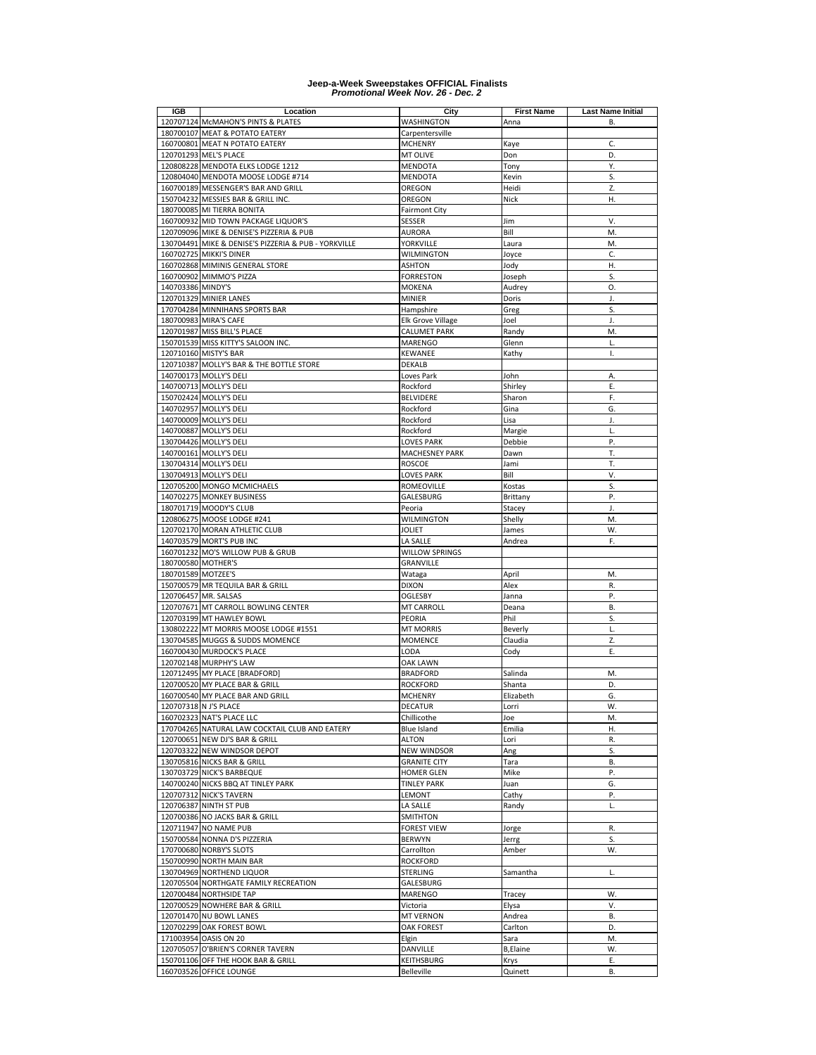# Jeep-a-Week Sweepstakes OFFICIAL Finalists
## *Promotional Week Nov. 26 - Dec. 2*

| IGB | Location | City | First Name | Last Name Initial |
|---|---|---|---|---|
| 120707124 | McMAHON'S PINTS & PLATES | WASHINGTON | Anna | B. |
| 180700107 | MEAT & POTATO EATERY | Carpentersville | | |
| 160700801 | MEAT N POTATO EATERY | MCHENRY | Kaye | C. |
| 120701293 | MEL'S PLACE | MT OLIVE | Don | D. |
| 120808228 | MENDOTA ELKS LODGE 1212 | MENDOTA | Tony | Y. |
| 120804040 | MENDOTA MOOSE LODGE #714 | MENDOTA | Kevin | S. |
| 160700189 | MESSENGER'S BAR AND GRILL | OREGON | Heidi | Z. |
| 150704232 | MESSIES BAR & GRILL INC. | OREGON | Nick | H. |
| 180700085 | MI TIERRA BONITA | Fairmont City | | |
| 160700932 | MID TOWN PACKAGE LIQUOR'S | SESSER | Jim | V. |
| 120709096 | MIKE & DENISE'S PIZZERIA & PUB | AURORA | Bill | M. |
| 130704491 | MIKE & DENISE'S PIZZERIA & PUB - YORKVILLE | YORKVILLE | Laura | M. |
| 160702725 | MIKKI'S DINER | WILMINGTON | Joyce | C. |
| 160702868 | MIMINIS GENERAL STORE | ASHTON | Jody | H. |
| 160700902 | MIMMO'S PIZZA | FORRESTON | Joseph | S. |
| 140703386 | MINDY'S | MOKENA | Audrey | O. |
| 120701329 | MINIER LANES | MINIER | Doris | J. |
| 170704284 | MINNIHANS SPORTS BAR | Hampshire | Greg | S. |
| 180700983 | MIRA'S CAFE | Elk Grove Village | Joel | J. |
| 120701987 | MISS BILL'S PLACE | CALUMET PARK | Randy | M. |
| 150701539 | MISS KITTY'S SALOON INC. | MARENGO | Glenn | L. |
| 120710160 | MISTY'S BAR | KEWANEE | Kathy | I. |
| 120710387 | MOLLY'S BAR & THE BOTTLE STORE | DEKALB | | |
| 140700173 | MOLLY'S DELI | Loves Park | John | A. |
| 140700713 | MOLLY'S DELI | Rockford | Shirley | E. |
| 150702424 | MOLLY'S DELI | BELVIDERE | Sharon | F. |
| 140702957 | MOLLY'S DELI | Rockford | Gina | G. |
| 140700009 | MOLLY'S DELI | Rockford | Lisa | J. |
| 140700887 | MOLLY'S DELI | Rockford | Margie | L. |
| 130704426 | MOLLY'S DELI | LOVES PARK | Debbie | P. |
| 140700161 | MOLLY'S DELI | MACHESNEY PARK | Dawn | T. |
| 130704314 | MOLLY'S DELI | ROSCOE | Jami | T. |
| 130704913 | MOLLY'S DELI | LOVES PARK | Bill | V. |
| 120705200 | MONGO MCMICHAELS | ROMEOVILLE | Kostas | S. |
| 140702275 | MONKEY BUSINESS | GALESBURG | Brittany | P. |
| 180701719 | MOODY'S CLUB | Peoria | Stacey | J. |
| 120806275 | MOOSE LODGE #241 | WILMINGTON | Shelly | M. |
| 120702170 | MORAN ATHLETIC CLUB | JOLIET | James | W. |
| 140703579 | MORT'S PUB INC | LA SALLE | Andrea | F. |
| 160701232 | MO'S WILLOW PUB & GRUB | WILLOW SPRINGS | | |
| 180700580 | MOTHER'S | GRANVILLE | | |
| 180701589 | MOTZEE'S | Wataga | April | M. |
| 150700579 | MR TEQUILA BAR & GRILL | DIXON | Alex | R. |
| 120706457 | MR. SALSAS | OGLESBY | Janna | P. |
| 120707671 | MT CARROLL BOWLING CENTER | MT CARROLL | Deana | B. |
| 120703199 | MT HAWLEY BOWL | PEORIA | Phil | S. |
| 130802222 | MT MORRIS MOOSE LODGE #1551 | MT MORRIS | Beverly | L. |
| 130704585 | MUGGS & SUDDS MOMENCE | MOMENCE | Claudia | Z. |
| 160700430 | MURDOCK'S PLACE | LODA | Cody | E. |
| 120702148 | MURPHY'S LAW | OAK LAWN | | |
| 120712495 | MY PLACE [BRADFORD] | BRADFORD | Salinda | M. |
| 120700520 | MY PLACE BAR & GRILL | ROCKFORD | Shanta | D. |
| 160700540 | MY PLACE BAR AND GRILL | MCHENRY | Elizabeth | G. |
| 120707318 | N J'S PLACE | DECATUR | Lorri | W. |
| 160702323 | NAT'S PLACE LLC | Chillicothe | Joe | M. |
| 170704265 | NATURAL LAW COCKTAIL CLUB AND EATERY | Blue Island | Emilia | H. |
| 120700651 | NEW DJ'S BAR & GRILL | ALTON | Lori | R. |
| 120703322 | NEW WINDSOR DEPOT | NEW WINDSOR | Ang | S. |
| 130705816 | NICKS BAR & GRILL | GRANITE CITY | Tara | B. |
| 130703729 | NICK'S BARBEQUE | HOMER GLEN | Mike | P. |
| 140700240 | NICKS BBQ AT TINLEY PARK | TINLEY PARK | Juan | G. |
| 120707312 | NICK'S TAVERN | LEMONT | Cathy | P. |
| 120706387 | NINTH ST PUB | LA SALLE | Randy | L. |
| 120700386 | NO JACKS BAR & GRILL | SMITHTON | | |
| 120711947 | NO NAME PUB | FOREST VIEW | Jorge | R. |
| 150700584 | NONNA D'S PIZZERIA | BERWYN | Jerrg | S. |
| 170700680 | NORBY'S SLOTS | Carrollton | Amber | W. |
| 150700990 | NORTH MAIN BAR | ROCKFORD | | |
| 130704969 | NORTHEND LIQUOR | STERLING | Samantha | L. |
| 120705504 | NORTHGATE FAMILY RECREATION | GALESBURG | | |
| 120700484 | NORTHSIDE TAP | MARENGO | Tracey | W. |
| 120700529 | NOWHERE BAR & GRILL | Victoria | Elysa | V. |
| 120701470 | NU BOWL LANES | MT VERNON | Andrea | B. |
| 120702299 | OAK FOREST BOWL | OAK FOREST | Carlton | D. |
| 171003954 | OASIS ON 20 | Elgin | Sara | M. |
| 120705057 | O'BRIEN'S CORNER TAVERN | DANVILLE | B,Elaine | W. |
| 150701106 | OFF THE HOOK BAR & GRILL | KEITHSBURG | Krys | E. |
| 160703526 | OFFICE LOUNGE | Belleville | Quinett | B. |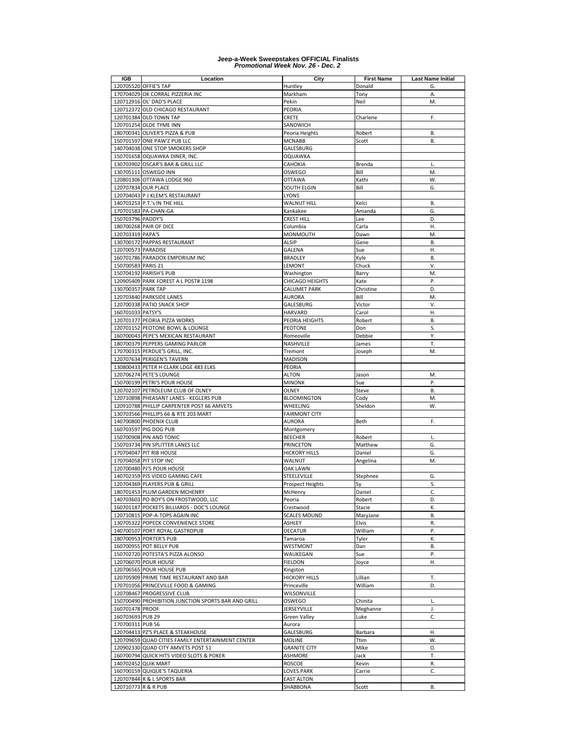# Jeep-a-Week Sweepstakes OFFICIAL Finalists
***Promotional Week Nov. 26 - Dec. 2***

| IGB | Location | City | First Name | Last Name Initial |
|---|---|---|---|---|
| 120705520 | OFFIE'S TAP | Huntley | Donald | G. |
| 170704029 | OK CORRAL PIZZERIA INC | Markham | Tony | A. |
| 120712916 | OL' DAD'S PLACE | Pekin | Neil | M. |
| 120712372 | OLD CHICAGO RESTAURANT | PEORIA | | |
| 120701384 | OLD TOWN TAP | CRETE | Charlene | F. |
| 120701254 | OLDE TYME INN | SANDWICH | | |
| 180700341 | OLIVER'S PIZZA & PUB | Peoria Heights | Robert | B. |
| 150701597 | ONE PAW'Z PUB LLC | MCNABB | Scott | B. |
| 140704038 | ONE STOP SMOKERS SHOP | GALESBURG | | |
| 150701658 | OQUAWKA DINER, INC. | OQUAWKA | | |
| 130703902 | OSCAR'S BAR & GRILL LLC | CAHOKIA | Brenda | L. |
| 130705111 | OSWEGO INN | OSWEGO | Bill | M. |
| 120801306 | OTTAWA LODGE 960 | OTTAWA | Kathi | W. |
| 120707834 | OUR PLACE | SOUTH ELGIN | Bill | G. |
| 120704043 | P J KLEM'S RESTAURANT | LYONS | | |
| 140703253 | P.T.'s IN THE HILL | WALNUT HILL | Kelci | B. |
| 170701583 | PA-CHAN-GA | Kankakee | Amanda | G. |
| 150703796 | PADDY'S | CREST HILL | Lee | D. |
| 180700268 | PAIR OF DICE | Columbia | Carla | H. |
| 120703319 | PAPA'S | MONMOUTH | Dawn | M. |
| 130700172 | PAPPAS RESTAURANT | ALSIP | Gene | B. |
| 120700573 | PARADISE | GALENA | Sue | H. |
| 160701786 | PARADOX EMPORIUM INC | BRADLEY | Kyle | B. |
| 150700583 | PARIS 21 | LEMONT | Chuck | V. |
| 150704192 | PARISH'S PUB | Washington | Barry | M. |
| 120905409 | PARK FOREST A L POST# 1198 | CHICAGO HEIGHTS | Kate | P. |
| 130700357 | PARK TAP | CALUMET PARK | Christine | D. |
| 120703840 | PARKSIDE LANES | AURORA | Bill | M. |
| 120700338 | PATIO SNACK SHOP | GALESBURG | Victor | V. |
| 160701033 | PATSY'S | HARVARD | Carol | H. |
| 120701377 | PEORIA PIZZA WORKS | PEORIA HEIGHTS | Robert | B. |
| 120701152 | PEOTONE BOWL & LOUNGE | PEOTONE | Don | S. |
| 160700043 | PEPE'S MEXICAN RESTAURANT | Romeoville | Debbie | Y. |
| 180700379 | PEPPERS GAMING PARLOR | NASHVILLE | James | T. |
| 170700315 | PERDUE'S GRILL, INC. | Tremont | Joseph | M. |
| 120707634 | PERIGEN'S TAVERN | MADISON | | |
| 130800433 | PETER H CLARK LDGE 483 ELKS | PEORIA | | |
| 120706274 | PETE'S LOUNGE | ALTON | Jason | M. |
| 150700199 | PETRI'S POUR HOUSE | MINONK | Sue | P. |
| 120702107 | PETROLEUM CLUB OF OLNEY | OLNEY | Steve | B. |
| 120710898 | PHEASANT LANES - KEGLERS PUB | BLOOMINGTON | Cody | M. |
| 120910788 | PHILLIP CARPENTER POST 66 AMVETS | WHEELING | Sheldon | W. |
| 130703566 | PHILLIPS 66 & RTE 203 MART | FAIRMONT CITY | | |
| 140700800 | PHOENIX CLUB | AURORA | Beth | F. |
| 160703597 | PIG DOG PUB | Montgomery | | |
| 150700908 | PIN AND TONIC | BEECHER | Robert | L. |
| 150703734 | PIN SPLITTER LANES LLC | PRINCETON | Matthew | G. |
| 170704047 | PIT RIB HOUSE | HICKORY HILLS | Daniel | G. |
| 170704058 | PIT STOP INC | WALNUT | Angelina | M. |
| 120700480 | PJ'S POUR HOUSE | OAK LAWN | | |
| 140702359 | PJS VIDEO GAMING CAFE | STEELEVILLE | Stephnee | G. |
| 120704369 | PLAYERS PUB & GRILL | Prospect Heights | Sy | S. |
| 180701453 | PLUM GARDEN MCHENRY | McHenry | Daniel | C. |
| 140703603 | PO-BOY'S ON FROSTWOOD, LLC | Peoria | Robert | D. |
| 160701187 | POCKETS BILLIARDS - DOC'S LOUNGE | Crestwood | Stacie | K. |
| 120710815 | POP-A-TOPS AGAIN INC | SCALES MOUND | MaryJane | B. |
| 130705322 | POPECK CONVENIENCE STORE | ASHLEY | Elvis | R. |
| 140700107 | PORT ROYAL GASTROPUB | DECATUR | William | P. |
| 180700953 | PORTER'S PUB | Tamaroa | Tyler | K. |
| 160700955 | POT BELLY PUB | WESTMONT | Dan | B. |
| 150702720 | POTESTA'S PIZZA ALONSO | WAUKEGAN | Sue | P. |
| 120706070 | POUR HOUSE | FIELDON | Joyce | H. |
| 120706565 | POUR HOUSE PUB | Kingston | | |
| 120705909 | PRIME TIME RESTAURANT AND BAR | HICKORY HILLS | Lillian | T. |
| 170701056 | PRINCEVILLE FOOD & GAMING | Princeville | William | D. |
| 120708467 | PROGRESSIVE CLUB | WILSONVILLE | | |
| 150700490 | PROHIBITION JUNCTION SPORTS BAR AND GRILL | OSWEGO | Chinita | L. |
| 160701478 | PROOF | JERSEYVILLE | Meghanne | J. |
| 160703693 | PUB 29 | Green Valley | Luke | C. |
| 170700311 | PUB 56 | Aurora | | |
| 120704413 | PZ'S PLACE & STEAKHOUSE | GALESBURG | Barbara | H. |
| 120709659 | QUAD CITIES FAMILY ENTERTAINMENT CENTER | MOLINE | Ttim | W. |
| 120902330 | QUAD CITY AMVETS POST 51 | GRANITE CITY | Mike | O. |
| 160700794 | QUICK HITS VIDEO SLOTS & POKER | ASHMORE | Jack | T. |
| 140702452 | QUIK MART | ROSCOE | Kevin | R. |
| 160700159 | QUIQUE'S TAQUERIA | LOVES PARK | Carrie | C. |
| 120707844 | R & L SPORTS BAR | EAST ALTON | | |
| 120710773 | R & R PUB | SHABBONA | Scott | B. |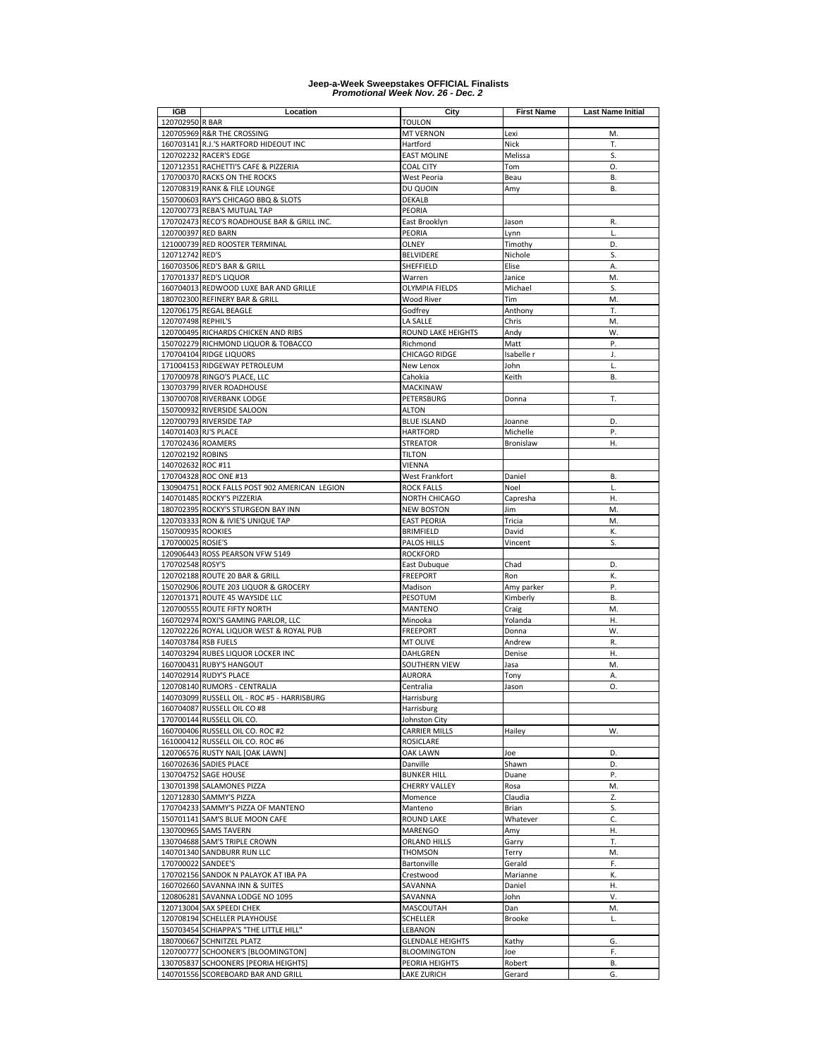**Jeep-a-Week Sweepstakes OFFICIAL Finalists**
***Promotional Week Nov. 26 - Dec. 2***

| IGB | Location | City | First Name | Last Name Initial |
|---|---|---|---|---|
| 120702950 | R BAR | TOULON | | |
| 120705969 | R&R THE CROSSING | MT VERNON | Lexi | M. |
| 160703141 | R.J.'S HARTFORD HIDEOUT INC | Hartford | Nick | T. |
| 120702232 | RACER'S EDGE | EAST MOLINE | Melissa | S. |
| 120712351 | RACHETTI'S CAFE & PIZZERIA | COAL CITY | Tom | O. |
| 170700370 | RACKS ON THE ROCKS | West Peoria | Beau | B. |
| 120708319 | RANK & FILE LOUNGE | DU QUOIN | Amy | B. |
| 150700603 | RAY'S CHICAGO BBQ & SLOTS | DEKALB | | |
| 120700773 | REBA'S MUTUAL TAP | PEORIA | | |
| 170702473 | RECO'S ROADHOUSE BAR & GRILL INC. | East Brooklyn | Jason | R. |
| 120700397 | RED BARN | PEORIA | Lynn | L. |
| 121000739 | RED ROOSTER TERMINAL | OLNEY | Timothy | D. |
| 120712742 | RED'S | BELVIDERE | Nichole | S. |
| 160703506 | RED'S BAR & GRILL | SHEFFIELD | Elise | A. |
| 170701337 | RED'S LIQUOR | Warren | Janice | M. |
| 160704013 | REDWOOD LUXE BAR AND GRILLE | OLYMPIA FIELDS | Michael | S. |
| 180702300 | REFINERY BAR & GRILL | Wood River | Tim | M. |
| 120706175 | REGAL BEAGLE | Godfrey | Anthony | T. |
| 120707498 | REPHIL'S | LA SALLE | Chris | M. |
| 120700495 | RICHARDS CHICKEN AND RIBS | ROUND LAKE HEIGHTS | Andy | W. |
| 150702279 | RICHMOND LIQUOR & TOBACCO | Richmond | Matt | P. |
| 170704104 | RIDGE LIQUORS | CHICAGO RIDGE | Isabelle r | J. |
| 171004153 | RIDGEWAY PETROLEUM | New Lenox | John | L. |
| 170700978 | RINGO'S PLACE, LLC | Cahokia | Keith | B. |
| 130703799 | RIVER ROADHOUSE | MACKINAW | | |
| 130700708 | RIVERBANK LODGE | PETERSBURG | Donna | T. |
| 150700932 | RIVERSIDE SALOON | ALTON | | |
| 120700793 | RIVERSIDE TAP | BLUE ISLAND | Joanne | D. |
| 140701403 | RJ'S PLACE | HARTFORD | Michelle | P. |
| 170702436 | ROAMERS | STREATOR | Bronislaw | H. |
| 120702192 | ROBINS | TILTON | | |
| 140702632 | ROC #11 | VIENNA | | |
| 170704328 | ROC ONE #13 | West Frankfort | Daniel | B. |
| 130904751 | ROCK FALLS POST 902 AMERICAN LEGION | ROCK FALLS | Noel | L. |
| 140701485 | ROCKY'S PIZZERIA | NORTH CHICAGO | Capresha | H. |
| 180702395 | ROCKY'S STURGEON BAY INN | NEW BOSTON | Jim | M. |
| 120703333 | RON & IVIE'S UNIQUE TAP | EAST PEORIA | Tricia | M. |
| 150700935 | ROOKIES | BRIMFIELD | David | K. |
| 170700025 | ROSIE'S | PALOS HILLS | Vincent | S. |
| 120906443 | ROSS PEARSON VFW 5149 | ROCKFORD | | |
| 170702548 | ROSY'S | East Dubuque | Chad | D. |
| 120702188 | ROUTE 20 BAR & GRILL | FREEPORT | Ron | K. |
| 150702906 | ROUTE 203 LIQUOR & GROCERY | Madison | Amy parker | P. |
| 120701371 | ROUTE 45 WAYSIDE LLC | PESOTUM | Kimberly | B. |
| 120700555 | ROUTE FIFTY NORTH | MANTENO | Craig | M. |
| 160702974 | ROXI'S GAMING PARLOR, LLC | Minooka | Yolanda | H. |
| 120702226 | ROYAL LIQUOR WEST & ROYAL PUB | FREEPORT | Donna | W. |
| 140703784 | RSB FUELS | MT OLIVE | Andrew | R. |
| 140703294 | RUBES LIQUOR LOCKER INC | DAHLGREN | Denise | H. |
| 160700431 | RUBY'S HANGOUT | SOUTHERN VIEW | Jasa | M. |
| 140702914 | RUDY'S PLACE | AURORA | Tony | A. |
| 120708140 | RUMORS - CENTRALIA | Centralia | Jason | O. |
| 140703099 | RUSSELL OIL - ROC #5 - HARRISBURG | Harrisburg | | |
| 160704087 | RUSSELL OIL CO #8 | Harrisburg | | |
| 170700144 | RUSSELL OIL CO. | Johnston City | | |
| 160700406 | RUSSELL OIL CO. ROC #2 | CARRIER MILLS | Hailey | W. |
| 161000412 | RUSSELL OIL CO. ROC #6 | ROSICLARE | | |
| 120706576 | RUSTY NAIL [OAK LAWN] | OAK LAWN | Joe | D. |
| 160702636 | SADIES PLACE | Danville | Shawn | D. |
| 130704752 | SAGE HOUSE | BUNKER HILL | Duane | P. |
| 130701398 | SALAMONES PIZZA | CHERRY VALLEY | Rosa | M. |
| 120712830 | SAMMY'S PIZZA | Momence | Claudia | Z. |
| 170704233 | SAMMY'S PIZZA OF MANTENO | Manteno | Brian | S. |
| 150701141 | SAM'S BLUE MOON CAFE | ROUND LAKE | Whatever | C. |
| 130700965 | SAMS TAVERN | MARENGO | Amy | H. |
| 130704688 | SAM'S TRIPLE CROWN | ORLAND HILLS | Garry | T. |
| 140701340 | SANDBURR RUN LLC | THOMSON | Terry | M. |
| 170700022 | SANDEE'S | Bartonville | Gerald | F. |
| 170702156 | SANDOK N PALAYOK AT IBA PA | Crestwood | Marianne | K. |
| 160702660 | SAVANNA INN & SUITES | SAVANNA | Daniel | H. |
| 120806281 | SAVANNA LODGE NO 1095 | SAVANNA | John | V. |
| 120713004 | SAX SPEEDI CHEK | MASCOUTAH | Dan | M. |
| 120708194 | SCHELLER PLAYHOUSE | SCHELLER | Brooke | L. |
| 150703454 | SCHIAPPA'S "THE LITTLE HILL" | LEBANON | | |
| 180700667 | SCHNITZEL PLATZ | GLENDALE HEIGHTS | Kathy | G. |
| 120700777 | SCHOONER'S [BLOOMINGTON] | BLOOMINGTON | Joe | F. |
| 130705837 | SCHOONERS [PEORIA HEIGHTS] | PEORIA HEIGHTS | Robert | B. |
| 140701556 | SCOREBOARD BAR AND GRILL | LAKE ZURICH | Gerard | G. |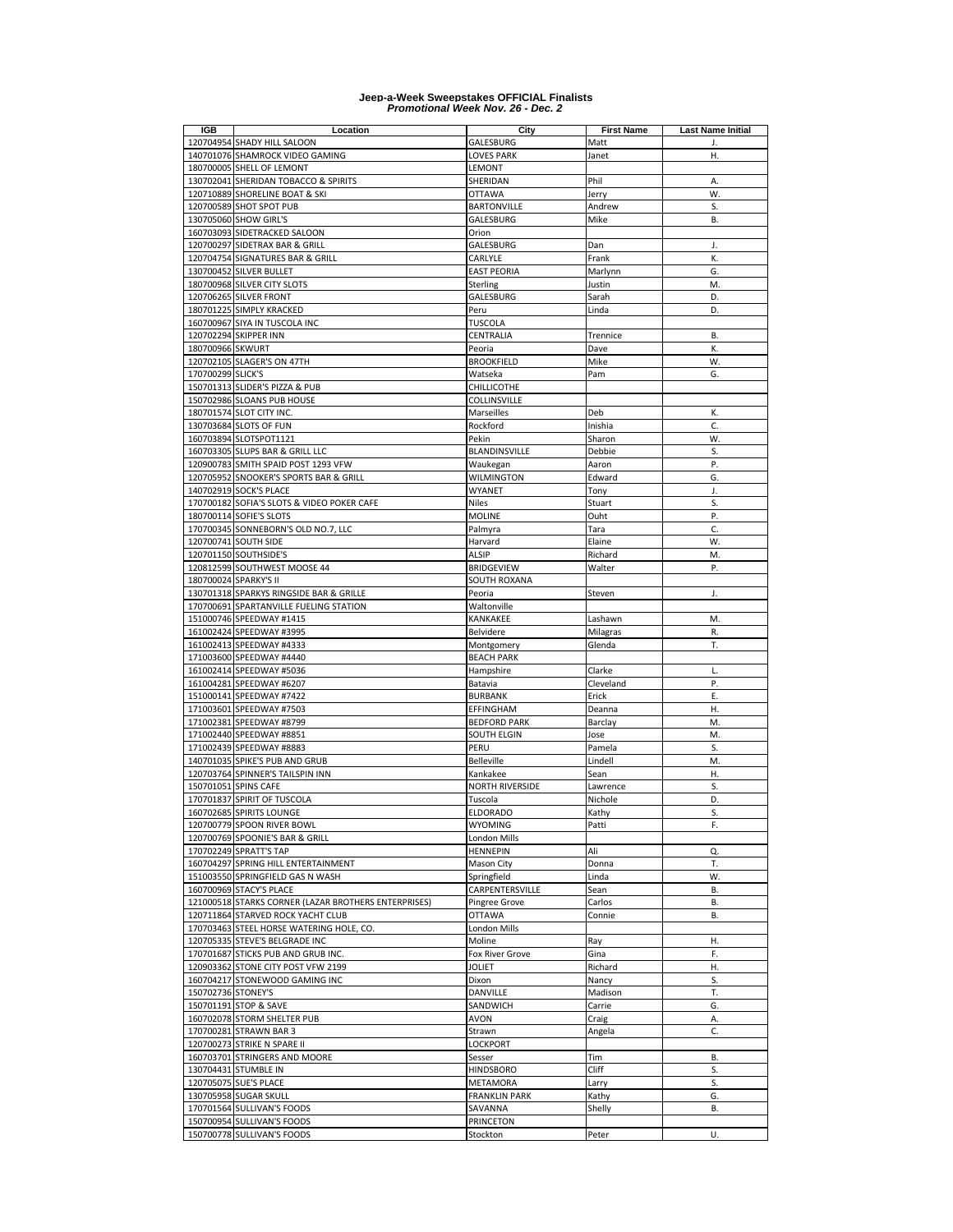**Jeep-a-Week Sweepstakes OFFICIAL Finalists**
***Promotional Week Nov. 26 - Dec. 2***

| IGB | Location | City | First Name | Last Name Initial |
|---|---|---|---|---|
| 120704954 | SHADY HILL SALOON | GALESBURG | Matt | J. |
| 140701076 | SHAMROCK VIDEO GAMING | LOVES PARK | Janet | H. |
| 180700005 | SHELL OF LEMONT | LEMONT | | |
| 130702041 | SHERIDAN TOBACCO & SPIRITS | SHERIDAN | Phil | A. |
| 120710889 | SHORELINE BOAT & SKI | OTTAWA | Jerry | W. |
| 120700589 | SHOT SPOT PUB | BARTONVILLE | Andrew | S. |
| 130705060 | SHOW GIRL'S | GALESBURG | Mike | B. |
| 160703093 | SIDETRACKED SALOON | Orion | | |
| 120700297 | SIDETRAX BAR & GRILL | GALESBURG | Dan | J. |
| 120704754 | SIGNATURES BAR & GRILL | CARLYLE | Frank | K. |
| 130700452 | SILVER BULLET | EAST PEORIA | Marlynn | G. |
| 180700968 | SILVER CITY SLOTS | Sterling | Justin | M. |
| 120706265 | SILVER FRONT | GALESBURG | Sarah | D. |
| 180701225 | SIMPLY KRACKED | Peru | Linda | D. |
| 160700967 | SIYA IN TUSCOLA INC | TUSCOLA | | |
| 120702294 | SKIPPER INN | CENTRALIA | Trennice | B. |
| 180700966 | SKWURT | Peoria | Dave | K. |
| 120702105 | SLAGER'S ON 47TH | BROOKFIELD | Mike | W. |
| 170700299 | SLICK'S | Watseka | Pam | G. |
| 150701313 | SLIDER'S PIZZA & PUB | CHILLICOTHE | | |
| 150702986 | SLOANS PUB HOUSE | COLLINSVILLE | | |
| 180701574 | SLOT CITY INC. | Marseilles | Deb | K. |
| 130703684 | SLOTS OF FUN | Rockford | Inishia | C. |
| 160703894 | SLOTSPOT1121 | Pekin | Sharon | W. |
| 160703305 | SLUPS BAR & GRILL LLC | BLANDINSVILLE | Debbie | S. |
| 120900783 | SMITH SPAID POST 1293 VFW | Waukegan | Aaron | P. |
| 120705952 | SNOOKER'S SPORTS BAR & GRILL | WILMINGTON | Edward | G. |
| 140702919 | SOCK'S PLACE | WYANET | Tony | J. |
| 170700182 | SOFIA'S SLOTS & VIDEO POKER CAFE | Niles | Stuart | S. |
| 180700114 | SOFIE'S SLOTS | MOLINE | Ouht | P. |
| 170700345 | SONNEBORN'S OLD NO.7, LLC | Palmyra | Tara | C. |
| 120700741 | SOUTH SIDE | Harvard | Elaine | W. |
| 120701150 | SOUTHSIDE'S | ALSIP | Richard | M. |
| 120812599 | SOUTHWEST MOOSE 44 | BRIDGEVIEW | Walter | P. |
| 180700024 | SPARKY'S II | SOUTH ROXANA | | |
| 130701318 | SPARKYS RINGSIDE BAR & GRILLE | Peoria | Steven | J. |
| 170700691 | SPARTANVILLE FUELING STATION | Waltonville | | |
| 151000746 | SPEEDWAY #1415 | KANKAKEE | Lashawn | M. |
| 161002424 | SPEEDWAY #3995 | Belvidere | Milagras | R. |
| 161002413 | SPEEDWAY #4333 | Montgomery | Glenda | T. |
| 171003600 | SPEEDWAY #4440 | BEACH PARK | | |
| 161002414 | SPEEDWAY #5036 | Hampshire | Clarke | L. |
| 161004281 | SPEEDWAY #6207 | Batavia | Cleveland | P. |
| 151000141 | SPEEDWAY #7422 | BURBANK | Erick | E. |
| 171003601 | SPEEDWAY #7503 | EFFINGHAM | Deanna | H. |
| 171002381 | SPEEDWAY #8799 | BEDFORD PARK | Barclay | M. |
| 171002440 | SPEEDWAY #8851 | SOUTH ELGIN | Jose | M. |
| 171002439 | SPEEDWAY #8883 | PERU | Pamela | S. |
| 140701035 | SPIKE'S PUB AND GRUB | Belleville | Lindell | M. |
| 120703764 | SPINNER'S TAILSPIN INN | Kankakee | Sean | H. |
| 150701051 | SPINS CAFE | NORTH RIVERSIDE | Lawrence | S. |
| 170701837 | SPIRIT OF TUSCOLA | Tuscola | Nichole | D. |
| 160702685 | SPIRITS LOUNGE | ELDORADO | Kathy | S. |
| 120700779 | SPOON RIVER BOWL | WYOMING | Patti | F. |
| 120700769 | SPOONIE'S BAR & GRILL | London Mills | | |
| 170702249 | SPRATT'S TAP | HENNEPIN | Ali | Q. |
| 160704297 | SPRING HILL ENTERTAINMENT | Mason City | Donna | T. |
| 151003550 | SPRINGFIELD GAS N WASH | Springfield | Linda | W. |
| 160700969 | STACY'S PLACE | CARPENTERSVILLE | Sean | B. |
| 121000518 | STARKS CORNER (LAZAR BROTHERS ENTERPRISES) | Pingree Grove | Carlos | B. |
| 120711864 | STARVED ROCK YACHT CLUB | OTTAWA | Connie | B. |
| 170703463 | STEEL HORSE WATERING HOLE, CO. | London Mills | | |
| 120705335 | STEVE'S BELGRADE INC | Moline | Ray | H. |
| 170701687 | STICKS PUB AND GRUB INC. | Fox River Grove | Gina | F. |
| 120903362 | STONE CITY POST VFW 2199 | JOLIET | Richard | H. |
| 160704217 | STONEWOOD GAMING INC | Dixon | Nancy | S. |
| 150702736 | STONEY'S | DANVILLE | Madison | T. |
| 150701191 | STOP & SAVE | SANDWICH | Carrie | G. |
| 160702078 | STORM SHELTER PUB | AVON | Craig | A. |
| 170700281 | STRAWN BAR 3 | Strawn | Angela | C. |
| 120700273 | STRIKE N SPARE II | LOCKPORT | | |
| 160703701 | STRINGERS AND MOORE | Sesser | Tim | B. |
| 130704431 | STUMBLE IN | HINDSBORO | Cliff | S. |
| 120705075 | SUE'S PLACE | METAMORA | Larry | S. |
| 130705958 | SUGAR SKULL | FRANKLIN PARK | Kathy | G. |
| 170701564 | SULLIVAN'S FOODS | SAVANNA | Shelly | B. |
| 150700954 | SULLIVAN'S FOODS | PRINCETON | | |
| 150700778 | SULLIVAN'S FOODS | Stockton | Peter | U. |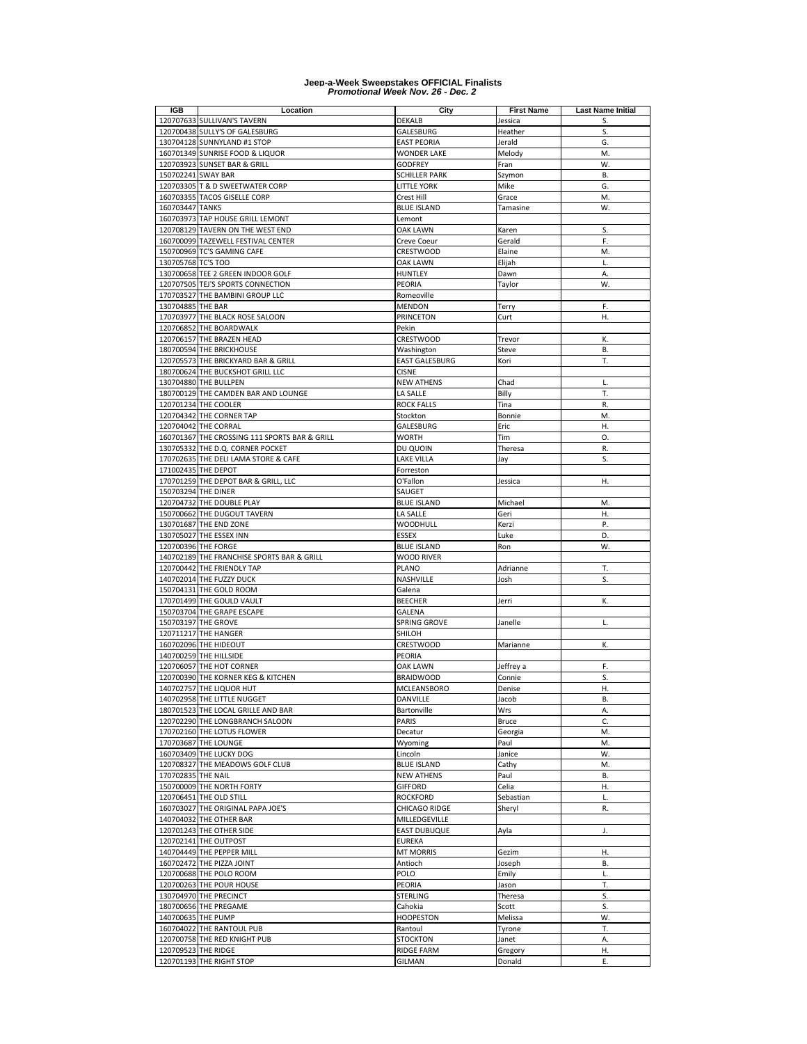# Jeep-a-Week Sweepstakes OFFICIAL Finalists
*Promotional Week Nov. 26 - Dec. 2*

| IGB | Location | City | First Name | Last Name Initial |
|---|---|---|---|---|
| 120707633 | SULLIVAN'S TAVERN | DEKALB | Jessica | S. |
| 120700438 | SULLY'S OF GALESBURG | GALESBURG | Heather | S. |
| 130704128 | SUNNYLAND #1 STOP | EAST PEORIA | Jerald | G. |
| 160701349 | SUNRISE FOOD & LIQUOR | WONDER LAKE | Melody | M. |
| 120703923 | SUNSET BAR & GRILL | GODFREY | Fran | W. |
| 150702241 | SWAY BAR | SCHILLER PARK | Szymon | B. |
| 120703305 | T & D SWEETWATER CORP | LITTLE YORK | Mike | G. |
| 160703355 | TACOS GISELLE CORP | Crest Hill | Grace | M. |
| 160703447 | TANKS | BLUE ISLAND | Tamasine | W. |
| 160703973 | TAP HOUSE GRILL LEMONT | Lemont | | |
| 120708129 | TAVERN ON THE WEST END | OAK LAWN | Karen | S. |
| 160700099 | TAZEWELL FESTIVAL CENTER | Creve Coeur | Gerald | F. |
| 150700969 | TC'S GAMING CAFE | CRESTWOOD | Elaine | M. |
| 130705768 | TC'S TOO | OAK LAWN | Elijah | L. |
| 130700658 | TEE 2 GREEN INDOOR GOLF | HUNTLEY | Dawn | A. |
| 120707505 | TEJ'S SPORTS CONNECTION | PEORIA | Taylor | W. |
| 170703527 | THE BAMBINI GROUP LLC | Romeoville | | |
| 130704885 | THE BAR | MENDON | Terry | F. |
| 170703977 | THE BLACK ROSE SALOON | PRINCETON | Curt | H. |
| 120706852 | THE BOARDWALK | Pekin | | |
| 120706157 | THE BRAZEN HEAD | CRESTWOOD | Trevor | K. |
| 180700594 | THE BRICKHOUSE | Washington | Steve | B. |
| 120705573 | THE BRICKYARD BAR & GRILL | EAST GALESBURG | Kori | T. |
| 180700624 | THE BUCKSHOT GRILL LLC | CISNE | | |
| 130704880 | THE BULLPEN | NEW ATHENS | Chad | L. |
| 180700129 | THE CAMDEN BAR AND LOUNGE | LA SALLE | Billy | T. |
| 120701234 | THE COOLER | ROCK FALLS | Tina | R. |
| 120704342 | THE CORNER TAP | Stockton | Bonnie | M. |
| 120704042 | THE CORRAL | GALESBURG | Eric | H. |
| 160701367 | THE CROSSING 111 SPORTS BAR & GRILL | WORTH | Tim | O. |
| 130705332 | THE D.Q. CORNER POCKET | DU QUOIN | Theresa | R. |
| 170702635 | THE DELI LAMA STORE & CAFE | LAKE VILLA | Jay | S. |
| 171002435 | THE DEPOT | Forreston | | |
| 170701259 | THE DEPOT BAR & GRILL, LLC | O'Fallon | Jessica | H. |
| 150703294 | THE DINER | SAUGET | | |
| 120704732 | THE DOUBLE PLAY | BLUE ISLAND | Michael | M. |
| 150700662 | THE DUGOUT TAVERN | LA SALLE | Geri | H. |
| 130701687 | THE END ZONE | WOODHULL | Kerzi | P. |
| 130705027 | THE ESSEX INN | ESSEX | Luke | D. |
| 120700396 | THE FORGE | BLUE ISLAND | Ron | W. |
| 140702189 | THE FRANCHISE SPORTS BAR & GRILL | WOOD RIVER | | |
| 120700442 | THE FRIENDLY TAP | PLANO | Adrianne | T. |
| 140702014 | THE FUZZY DUCK | NASHVILLE | Josh | S. |
| 150704131 | THE GOLD ROOM | Galena | | |
| 170701499 | THE GOULD VAULT | BEECHER | Jerri | K. |
| 150703704 | THE GRAPE ESCAPE | GALENA | | |
| 150703197 | THE GROVE | SPRING GROVE | Janelle | L. |
| 120711217 | THE HANGER | SHILOH | | |
| 160702096 | THE HIDEOUT | CRESTWOOD | Marianne | K. |
| 140700259 | THE HILLSIDE | PEORIA | | |
| 120706057 | THE HOT CORNER | OAK LAWN | Jeffrey a | F. |
| 120700390 | THE KORNER KEG & KITCHEN | BRAIDWOOD | Connie | S. |
| 140702757 | THE LIQUOR HUT | MCLEANSBORO | Denise | H. |
| 140702958 | THE LITTLE NUGGET | DANVILLE | Jacob | B. |
| 180701523 | THE LOCAL GRILLE AND BAR | Bartonville | Wrs | A. |
| 120702290 | THE LONGBRANCH SALOON | PARIS | Bruce | C. |
| 170702160 | THE LOTUS FLOWER | Decatur | Georgia | M. |
| 170703687 | THE LOUNGE | Wyoming | Paul | M. |
| 160703409 | THE LUCKY DOG | Lincoln | Janice | W. |
| 120708327 | THE MEADOWS GOLF CLUB | BLUE ISLAND | Cathy | M. |
| 170702835 | THE NAIL | NEW ATHENS | Paul | B. |
| 150700009 | THE NORTH FORTY | GIFFORD | Celia | H. |
| 120706451 | THE OLD STILL | ROCKFORD | Sebastian | L. |
| 160703027 | THE ORIGINAL PAPA JOE'S | CHICAGO RIDGE | Sheryl | R. |
| 140704032 | THE OTHER BAR | MILLEDGEVILLE | | |
| 120701243 | THE OTHER SIDE | EAST DUBUQUE | Ayla | J. |
| 120702141 | THE OUTPOST | EUREKA | | |
| 140704449 | THE PEPPER MILL | MT MORRIS | Gezim | H. |
| 160702472 | THE PIZZA JOINT | Antioch | Joseph | B. |
| 120700688 | THE POLO ROOM | POLO | Emily | L. |
| 120700263 | THE POUR HOUSE | PEORIA | Jason | T. |
| 130704970 | THE PRECINCT | STERLING | Theresa | S. |
| 180700656 | THE PREGAME | Cahokia | Scott | S. |
| 140700635 | THE PUMP | HOOPESTON | Melissa | W. |
| 160704022 | THE RANTOUL PUB | Rantoul | Tyrone | T. |
| 120700758 | THE RED KNIGHT PUB | STOCKTON | Janet | A. |
| 120709523 | THE RIDGE | RIDGE FARM | Gregory | H. |
| 120701193 | THE RIGHT STOP | GILMAN | Donald | E. |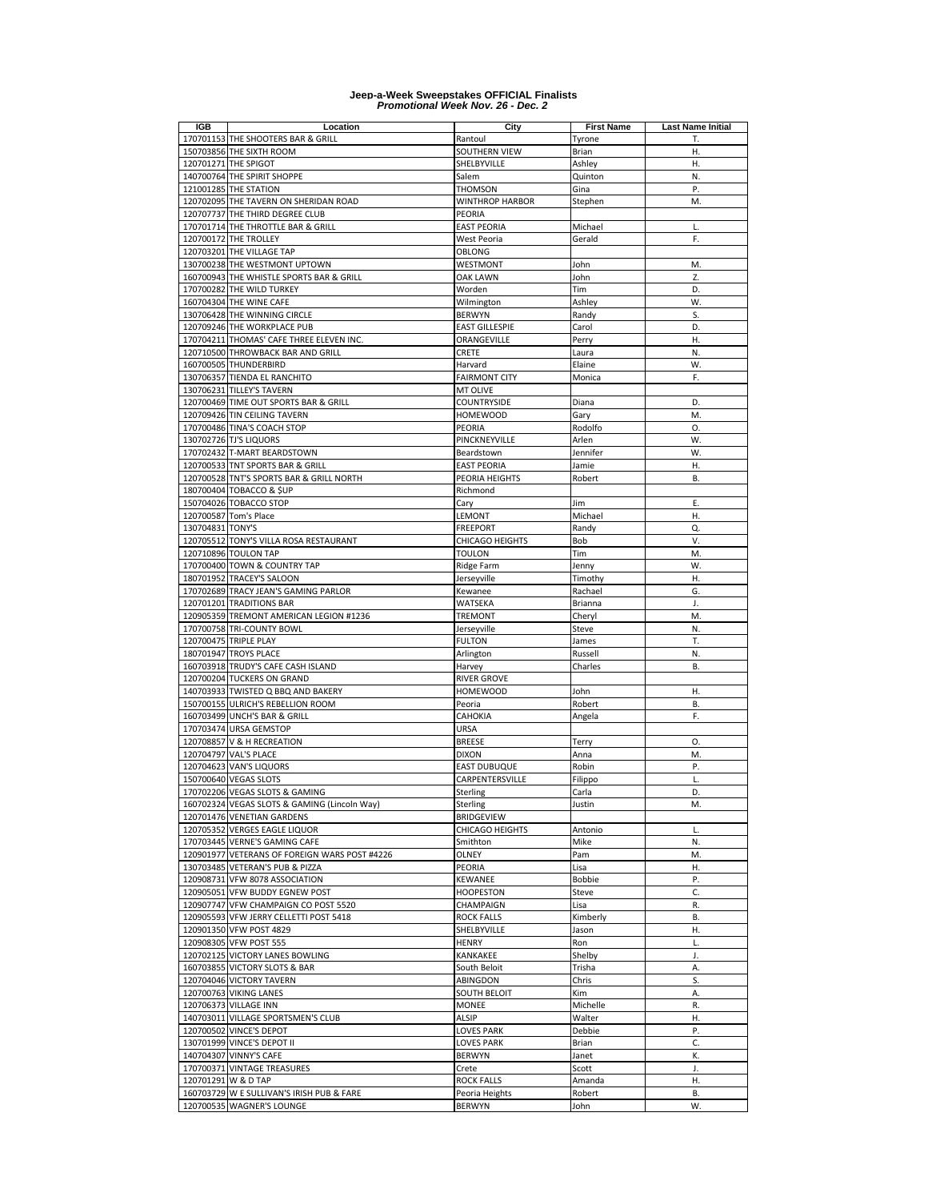# Jeep-a-Week Sweepstakes OFFICIAL Finalists
## *Promotional Week Nov. 26 - Dec. 2*

| IGB | Location | City | First Name | Last Name Initial |
|---|---|---|---|---|
| 170701153 | THE SHOOTERS BAR & GRILL | Rantoul | Tyrone | T. |
| 150703856 | THE SIXTH ROOM | SOUTHERN VIEW | Brian | H. |
| 120701271 | THE SPIGOT | SHELBYVILLE | Ashley | H. |
| 140700764 | THE SPIRIT SHOPPE | Salem | Quinton | N. |
| 121001285 | THE STATION | THOMSON | Gina | P. |
| 120702095 | THE TAVERN ON SHERIDAN ROAD | WINTHROP HARBOR | Stephen | M. |
| 120707737 | THE THIRD DEGREE CLUB | PEORIA | | |
| 170701714 | THE THROTTLE BAR & GRILL | EAST PEORIA | Michael | L. |
| 120700172 | THE TROLLEY | West Peoria | Gerald | F. |
| 120703201 | THE VILLAGE TAP | OBLONG | | |
| 130700238 | THE WESTMONT UPTOWN | WESTMONT | John | M. |
| 160700943 | THE WHISTLE SPORTS BAR & GRILL | OAK LAWN | John | Z. |
| 170700282 | THE WILD TURKEY | Worden | Tim | D. |
| 160704304 | THE WINE CAFE | Wilmington | Ashley | W. |
| 130706428 | THE WINNING CIRCLE | BERWYN | Randy | S. |
| 120709246 | THE WORKPLACE PUB | EAST GILLESPIE | Carol | D. |
| 170704211 | THOMAS' CAFE THREE ELEVEN INC. | ORANGEVILLE | Perry | H. |
| 120710500 | THROWBACK BAR AND GRILL | CRETE | Laura | N. |
| 160700505 | THUNDERBIRD | Harvard | Elaine | W. |
| 130706357 | TIENDA EL RANCHITO | FAIRMONT CITY | Monica | F. |
| 130706231 | TILLEY'S TAVERN | MT OLIVE | | |
| 120700469 | TIME OUT SPORTS BAR & GRILL | COUNTRYSIDE | Diana | D. |
| 120709426 | TIN CEILING TAVERN | HOMEWOOD | Gary | M. |
| 170700486 | TINA'S COACH STOP | PEORIA | Rodolfo | O. |
| 130702726 | TJ'S LIQUORS | PINCKNEYVILLE | Arlen | W. |
| 170702432 | T-MART BEARDSTOWN | Beardstown | Jennifer | W. |
| 120700533 | TNT SPORTS BAR & GRILL | EAST PEORIA | Jamie | H. |
| 120700528 | TNT'S SPORTS BAR & GRILL NORTH | PEORIA HEIGHTS | Robert | B. |
| 180700404 | TOBACCO & $UP | Richmond | | |
| 150704026 | TOBACCO STOP | Cary | Jim | E. |
| 120700587 | Tom's Place | LEMONT | Michael | H. |
| 130704831 | TONY'S | FREEPORT | Randy | Q. |
| 120705512 | TONY'S VILLA ROSA RESTAURANT | CHICAGO HEIGHTS | Bob | V. |
| 120710896 | TOULON TAP | TOULON | Tim | M. |
| 170700400 | TOWN & COUNTRY TAP | Ridge Farm | Jenny | W. |
| 180701952 | TRACEY'S SALOON | Jerseyville | Timothy | H. |
| 170702689 | TRACY JEAN'S GAMING PARLOR | Kewanee | Rachael | G. |
| 120701201 | TRADITIONS BAR | WATSEKA | Brianna | J. |
| 120905359 | TREMONT AMERICAN LEGION #1236 | TREMONT | Cheryl | M. |
| 170700758 | TRI-COUNTY BOWL | Jerseyville | Steve | N. |
| 120700475 | TRIPLE PLAY | FULTON | James | T. |
| 180701947 | TROYS PLACE | Arlington | Russell | N. |
| 160703918 | TRUDY'S CAFE CASH ISLAND | Harvey | Charles | B. |
| 120700204 | TUCKERS ON GRAND | RIVER GROVE | | |
| 140703933 | TWISTED Q BBQ AND BAKERY | HOMEWOOD | John | H. |
| 150700155 | ULRICH'S REBELLION ROOM | Peoria | Robert | B. |
| 160703499 | UNCH'S BAR & GRILL | CAHOKIA | Angela | F. |
| 170703474 | URSA GEMSTOP | URSA | | |
| 120708857 | V & H RECREATION | BREESE | Terry | O. |
| 120704797 | VAL'S PLACE | DIXON | Anna | M. |
| 120704623 | VAN'S LIQUORS | EAST DUBUQUE | Robin | P. |
| 150700640 | VEGAS SLOTS | CARPENTERSVILLE | Filippo | L. |
| 170702206 | VEGAS SLOTS & GAMING | Sterling | Carla | D. |
| 160702324 | VEGAS SLOTS & GAMING (Lincoln Way) | Sterling | Justin | M. |
| 120701476 | VENETIAN GARDENS | BRIDGEVIEW | | |
| 120705352 | VERGES EAGLE LIQUOR | CHICAGO HEIGHTS | Antonio | L. |
| 170703445 | VERNE'S GAMING CAFE | Smithton | Mike | N. |
| 120901977 | VETERANS OF FOREIGN WARS POST #4226 | OLNEY | Pam | M. |
| 130703485 | VETERAN'S PUB & PIZZA | PEORIA | Lisa | H. |
| 120908731 | VFW 8078 ASSOCIATION | KEWANEE | Bobbie | P. |
| 120905051 | VFW BUDDY EGNEW POST | HOOPESTON | Steve | C. |
| 120907747 | VFW CHAMPAIGN CO POST 5520 | CHAMPAIGN | Lisa | R. |
| 120905593 | VFW JERRY CELLETTI POST 5418 | ROCK FALLS | Kimberly | B. |
| 120901350 | VFW POST 4829 | SHELBYVILLE | Jason | H. |
| 120908305 | VFW POST 555 | HENRY | Ron | L. |
| 120702125 | VICTORY LANES BOWLING | KANKAKEE | Shelby | J. |
| 160703855 | VICTORY SLOTS & BAR | South Beloit | Trisha | A. |
| 120704046 | VICTORY TAVERN | ABINGDON | Chris | S. |
| 120700763 | VIKING LANES | SOUTH BELOIT | Kim | A. |
| 120706373 | VILLAGE INN | MONEE | Michelle | R. |
| 140703011 | VILLAGE SPORTSMEN'S CLUB | ALSIP | Walter | H. |
| 120700502 | VINCE'S DEPOT | LOVES PARK | Debbie | P. |
| 130701999 | VINCE'S DEPOT II | LOVES PARK | Brian | C. |
| 140704307 | VINNY'S CAFE | BERWYN | Janet | K. |
| 170700371 | VINTAGE TREASURES | Crete | Scott | J. |
| 120701291 | W & D TAP | ROCK FALLS | Amanda | H. |
| 160703729 | W E SULLIVAN'S IRISH PUB & FARE | Peoria Heights | Robert | B. |
| 120700535 | WAGNER'S LOUNGE | BERWYN | John | W. |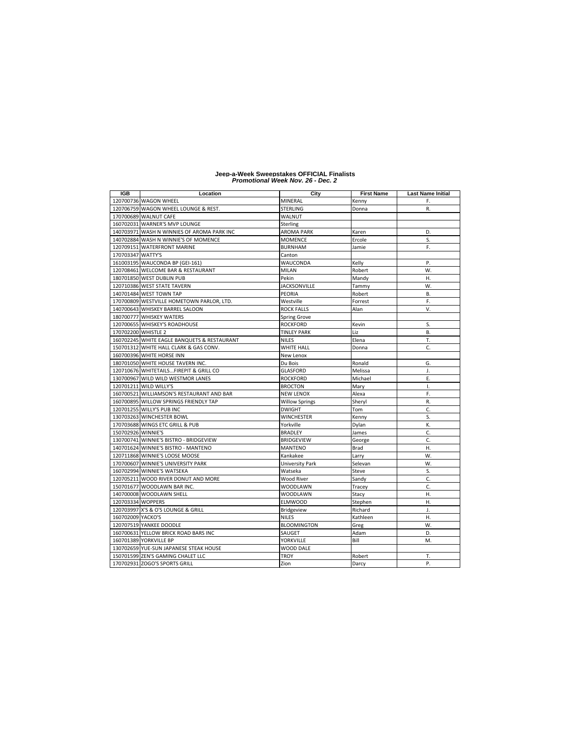**Jeep-a-Week Sweepstakes OFFICIAL Finalists**
***Promotional Week Nov. 26 - Dec. 2***

| IGB | Location | City | First Name | Last Name Initial |
|---|---|---|---|---|
| 120700736 | WAGON WHEEL | MINERAL | Kenny | F. |
| 120706759 | WAGON WHEEL LOUNGE & REST. | STERLING | Donna | R. |
| 170700689 | WALNUT CAFE | WALNUT | | |
| 160702031 | WARNER'S MVP LOUNGE | Sterling | | |
| 140703971 | WASH N WINNIES OF AROMA PARK INC | AROMA PARK | Karen | D. |
| 140702884 | WASH N WINNIE'S OF MOMENCE | MOMENCE | Ercole | S. |
| 120709151 | WATERFRONT MARINE | BURNHAM | Jamie | F. |
| 170703347 | WATTY'S | Canton | | |
| 161003195 | WAUCONDA BP (GEI-161) | WAUCONDA | Kelly | P. |
| 120708461 | WELCOME BAR & RESTAURANT | MILAN | Robert | W. |
| 180701850 | WEST DUBLIN PUB | Pekin | Mandy | H. |
| 120710386 | WEST STATE TAVERN | JACKSONVILLE | Tammy | W. |
| 140701484 | WEST TOWN TAP | PEORIA | Robert | B. |
| 170700809 | WESTVILLE HOMETOWN PARLOR, LTD. | Westville | Forrest | F. |
| 140700643 | WHISKEY BARREL SALOON | ROCK FALLS | Alan | V. |
| 180700777 | WHISKEY WATERS | Spring Grove | | |
| 120700655 | WHISKEY'S ROADHOUSE | ROCKFORD | Kevin | S. |
| 170702200 | WHISTLE 2 | TINLEY PARK | Liz | B. |
| 160702245 | WHITE EAGLE BANQUETS & RESTAURANT | NILES | Elena | T. |
| 150701312 | WHITE HALL CLARK & GAS CONV. | WHITE HALL | Donna | C. |
| 160700396 | WHITE HORSE INN | New Lenox | | |
| 180701050 | WHITE HOUSE TAVERN INC. | Du Bois | Ronald | G. |
| 120710676 | WHITETAILS...FIREPIT & GRILL CO | GLASFORD | Melissa | J. |
| 130700967 | WILD WILD WESTMOR LANES | ROCKFORD | Michael | E. |
| 120701211 | WILD WILLY'S | BROCTON | Mary | I. |
| 160700521 | WILLIAMSON'S RESTAURANT AND BAR | NEW LENOX | Alexa | F. |
| 160700895 | WILLOW SPRINGS FRIENDLY TAP | Willow Springs | Sheryl | R. |
| 120701255 | WILLY'S PUB INC | DWIGHT | Tom | C. |
| 130703263 | WINCHESTER BOWL | WINCHESTER | Kenny | S. |
| 170703688 | WINGS ETC GRILL & PUB | Yorkville | Dylan | K. |
| 150702926 | WINNIE'S | BRADLEY | James | C. |
| 130700741 | WINNIE'S BISTRO - BRIDGEVIEW | BRIDGEVIEW | George | C. |
| 140701624 | WINNIE'S BISTRO - MANTENO | MANTENO | Brad | H. |
| 120711868 | WINNIE'S LOOSE MOOSE | Kankakee | Larry | W. |
| 170700607 | WINNIE'S UNIVERSITY PARK | University Park | Selevan | W. |
| 160702994 | WINNIE'S WATSEKA | Watseka | Steve | S. |
| 120705211 | WOOD RIVER DONUT AND MORE | Wood River | Sandy | C. |
| 150701677 | WOODLAWN BAR INC. | WOODLAWN | Tracey | C. |
| 140700008 | WOODLAWN SHELL | WOODLAWN | Stacy | H. |
| 120703334 | WOPPERS | ELMWOOD | Stephen | H. |
| 120703997 | X'S & O'S LOUNGE & GRILL | Bridgeview | Richard | J. |
| 160702009 | YACKO'S | NILES | Kathleen | H. |
| 120707519 | YANKEE DOODLE | BLOOMINGTON | Greg | W. |
| 160700631 | YELLOW BRICK ROAD BARS INC | SAUGET | Adam | D. |
| 160701389 | YORKVILLE BP | YORKVILLE | Bill | M. |
| 130702659 | YUE-SUN JAPANESE STEAK HOUSE | WOOD DALE | | |
| 150701599 | ZEN'S GAMING CHALET LLC | TROY | Robert | T. |
| 170702931 | ZOGO'S SPORTS GRILL | Zion | Darcy | P. |